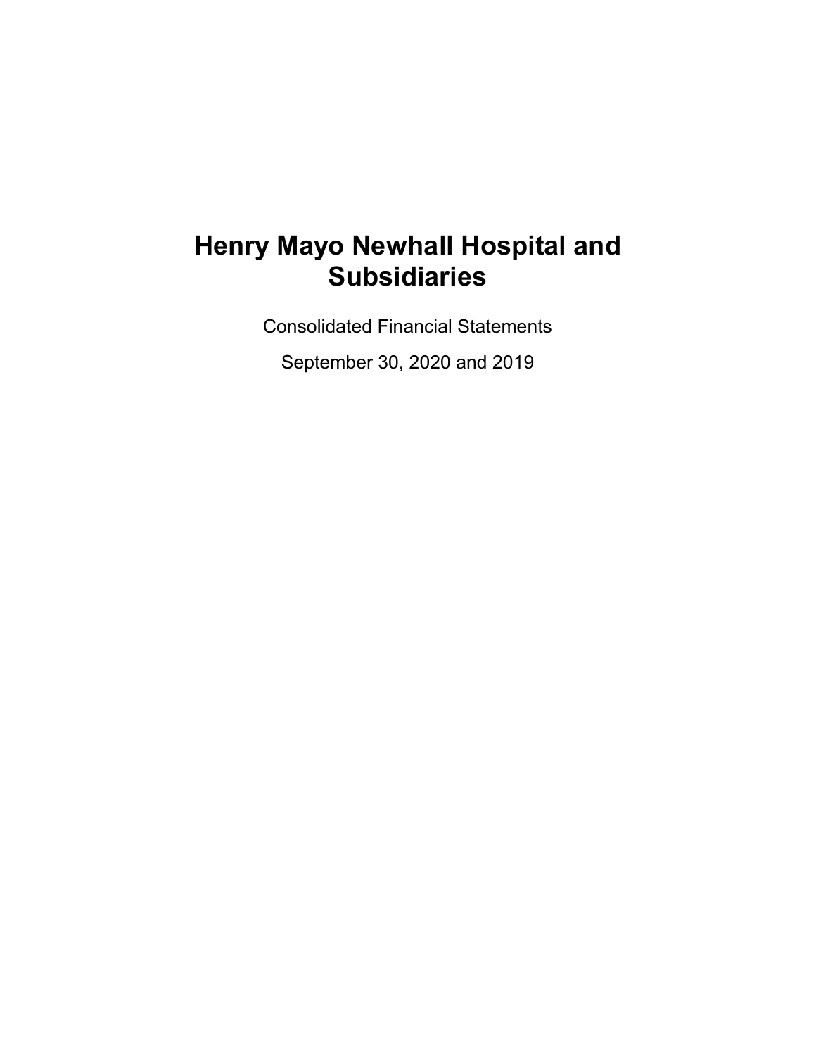# Henry Mayo Newhall Hospital and Subsidiaries

Consolidated Financial Statements

September 30, 2020 and 2019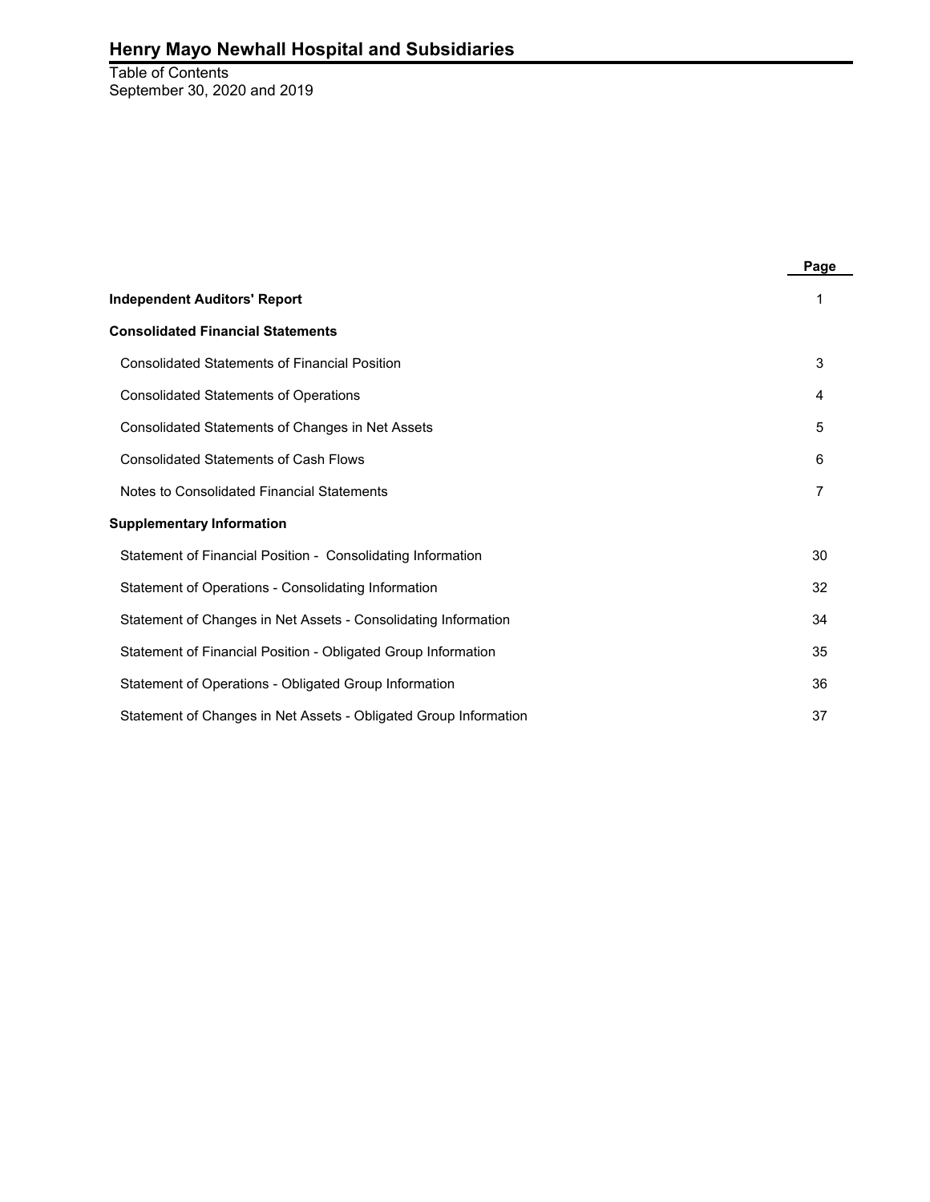# Henry Mayo Newhall Hospital and Subsidiaries

Table of Contents
September 30, 2020 and 2019

| | Page |
|---|---|
| **Independent Auditors' Report** | 1 |
| **Consolidated Financial Statements** | |
| Consolidated Statements of Financial Position | 3 |
| Consolidated Statements of Operations | 4 |
| Consolidated Statements of Changes in Net Assets | 5 |
| Consolidated Statements of Cash Flows | 6 |
| Notes to Consolidated Financial Statements | 7 |
| **Supplementary Information** | |
| Statement of Financial Position - Consolidating Information | 30 |
| Statement of Operations - Consolidating Information | 32 |
| Statement of Changes in Net Assets - Consolidating Information | 34 |
| Statement of Financial Position - Obligated Group Information | 35 |
| Statement of Operations - Obligated Group Information | 36 |
| Statement of Changes in Net Assets - Obligated Group Information | 37 |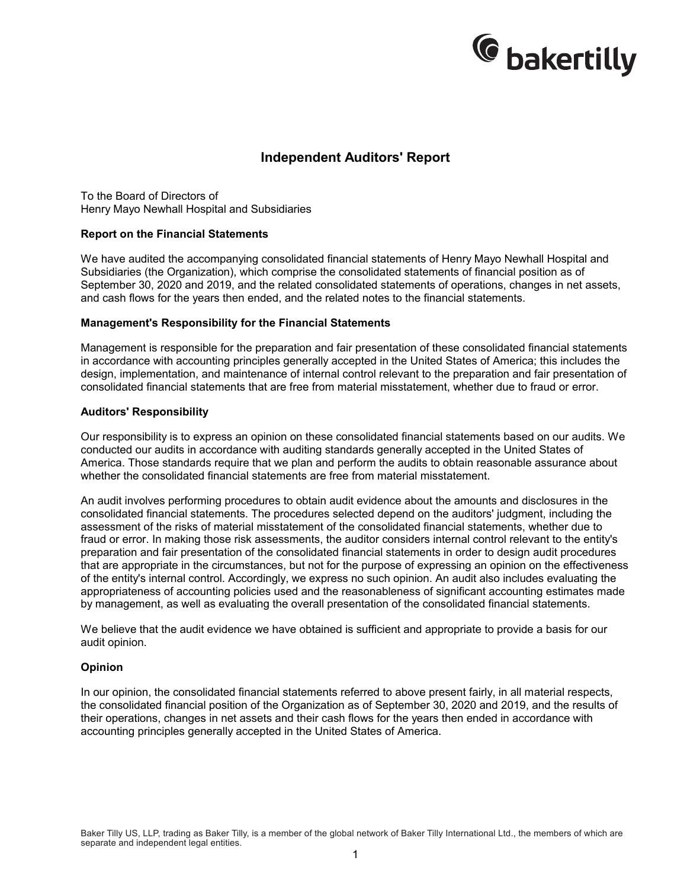# Independent Auditors' Report

To the Board of Directors of
Henry Mayo Newhall Hospital and Subsidiaries

**Report on the Financial Statements**

We have audited the accompanying consolidated financial statements of Henry Mayo Newhall Hospital and Subsidiaries (the Organization), which comprise the consolidated statements of financial position as of September 30, 2020 and 2019, and the related consolidated statements of operations, changes in net assets, and cash flows for the years then ended, and the related notes to the financial statements.

**Management's Responsibility for the Financial Statements**

Management is responsible for the preparation and fair presentation of these consolidated financial statements in accordance with accounting principles generally accepted in the United States of America; this includes the design, implementation, and maintenance of internal control relevant to the preparation and fair presentation of consolidated financial statements that are free from material misstatement, whether due to fraud or error.

**Auditors' Responsibility**

Our responsibility is to express an opinion on these consolidated financial statements based on our audits. We conducted our audits in accordance with auditing standards generally accepted in the United States of America. Those standards require that we plan and perform the audits to obtain reasonable assurance about whether the consolidated financial statements are free from material misstatement.

An audit involves performing procedures to obtain audit evidence about the amounts and disclosures in the consolidated financial statements. The procedures selected depend on the auditors' judgment, including the assessment of the risks of material misstatement of the consolidated financial statements, whether due to fraud or error. In making those risk assessments, the auditor considers internal control relevant to the entity's preparation and fair presentation of the consolidated financial statements in order to design audit procedures that are appropriate in the circumstances, but not for the purpose of expressing an opinion on the effectiveness of the entity's internal control. Accordingly, we express no such opinion. An audit also includes evaluating the appropriateness of accounting policies used and the reasonableness of significant accounting estimates made by management, as well as evaluating the overall presentation of the consolidated financial statements.

We believe that the audit evidence we have obtained is sufficient and appropriate to provide a basis for our audit opinion.

**Opinion**

In our opinion, the consolidated financial statements referred to above present fairly, in all material respects, the consolidated financial position of the Organization as of September 30, 2020 and 2019, and the results of their operations, changes in net assets and their cash flows for the years then ended in accordance with accounting principles generally accepted in the United States of America.

Baker Tilly US, LLP, trading as Baker Tilly, is a member of the global network of Baker Tilly International Ltd., the members of which are separate and independent legal entities.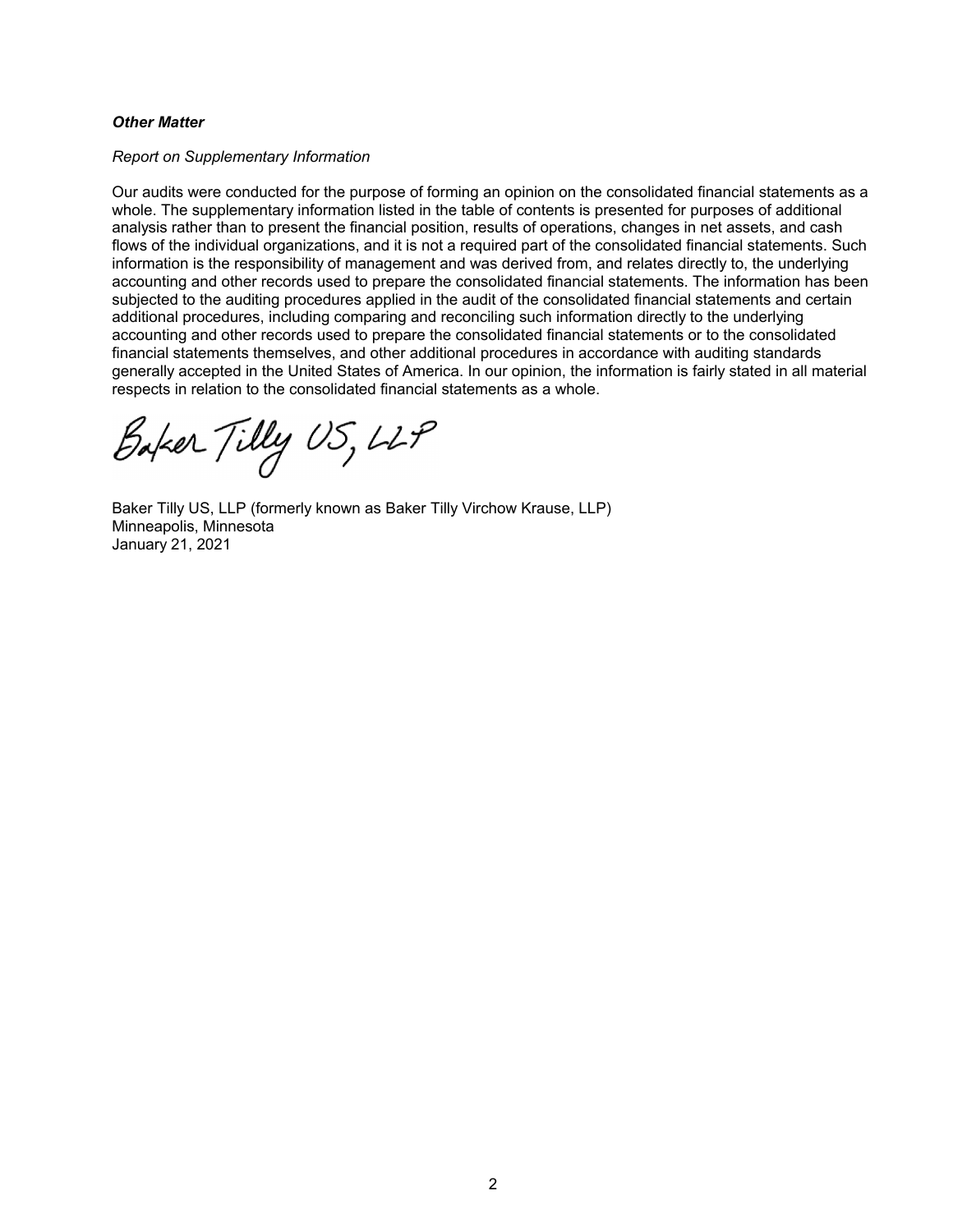***Other Matter***

*Report on Supplementary Information*

Our audits were conducted for the purpose of forming an opinion on the consolidated financial statements as a whole. The supplementary information listed in the table of contents is presented for purposes of additional analysis rather than to present the financial position, results of operations, changes in net assets, and cash flows of the individual organizations, and it is not a required part of the consolidated financial statements. Such information is the responsibility of management and was derived from, and relates directly to, the underlying accounting and other records used to prepare the consolidated financial statements. The information has been subjected to the auditing procedures applied in the audit of the consolidated financial statements and certain additional procedures, including comparing and reconciling such information directly to the underlying accounting and other records used to prepare the consolidated financial statements or to the consolidated financial statements themselves, and other additional procedures in accordance with auditing standards generally accepted in the United States of America. In our opinion, the information is fairly stated in all material respects in relation to the consolidated financial statements as a whole.

Baker Tilly US, LLP

Baker Tilly US, LLP (formerly known as Baker Tilly Virchow Krause, LLP)
Minneapolis, Minnesota
January 21, 2021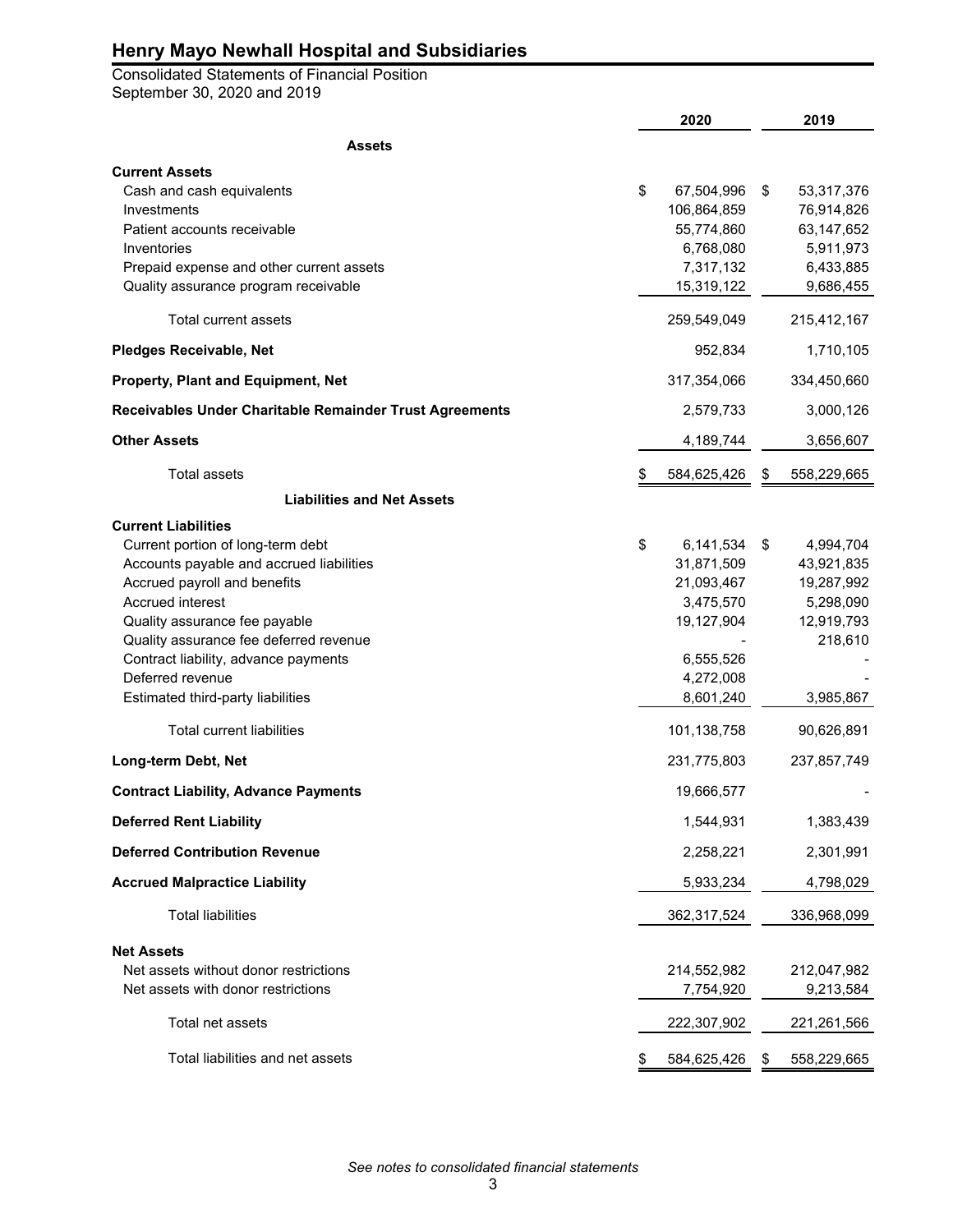# Henry Mayo Newhall Hospital and Subsidiaries

Consolidated Statements of Financial Position
September 30, 2020 and 2019

| | 2020 | 2019 |
|---|---|---|
| **Assets** | | |
| **Current Assets** | | |
| Cash and cash equivalents | $ 67,504,996 | $ 53,317,376 |
| Investments | 106,864,859 | 76,914,826 |
| Patient accounts receivable | 55,774,860 | 63,147,652 |
| Inventories | 6,768,080 | 5,911,973 |
| Prepaid expense and other current assets | 7,317,132 | 6,433,885 |
| Quality assurance program receivable | 15,319,122 | 9,686,455 |
| Total current assets | 259,549,049 | 215,412,167 |
| **Pledges Receivable, Net** | 952,834 | 1,710,105 |
| **Property, Plant and Equipment, Net** | 317,354,066 | 334,450,660 |
| **Receivables Under Charitable Remainder Trust Agreements** | 2,579,733 | 3,000,126 |
| **Other Assets** | 4,189,744 | 3,656,607 |
| Total assets | $ 584,625,426 | $ 558,229,665 |
| **Liabilities and Net Assets** | | |
| **Current Liabilities** | | |
| Current portion of long-term debt | $ 6,141,534 | $ 4,994,704 |
| Accounts payable and accrued liabilities | 31,871,509 | 43,921,835 |
| Accrued payroll and benefits | 21,093,467 | 19,287,992 |
| Accrued interest | 3,475,570 | 5,298,090 |
| Quality assurance fee payable | 19,127,904 | 12,919,793 |
| Quality assurance fee deferred revenue | - | 218,610 |
| Contract liability, advance payments | 6,555,526 | - |
| Deferred revenue | 4,272,008 | - |
| Estimated third-party liabilities | 8,601,240 | 3,985,867 |
| Total current liabilities | 101,138,758 | 90,626,891 |
| **Long-term Debt, Net** | 231,775,803 | 237,857,749 |
| **Contract Liability, Advance Payments** | 19,666,577 | - |
| **Deferred Rent Liability** | 1,544,931 | 1,383,439 |
| **Deferred Contribution Revenue** | 2,258,221 | 2,301,991 |
| **Accrued Malpractice Liability** | 5,933,234 | 4,798,029 |
| Total liabilities | 362,317,524 | 336,968,099 |
| **Net Assets** | | |
| Net assets without donor restrictions | 214,552,982 | 212,047,982 |
| Net assets with donor restrictions | 7,754,920 | 9,213,584 |
| Total net assets | 222,307,902 | 221,261,566 |
| Total liabilities and net assets | $ 584,625,426 | $ 558,229,665 |

*See notes to consolidated financial statements*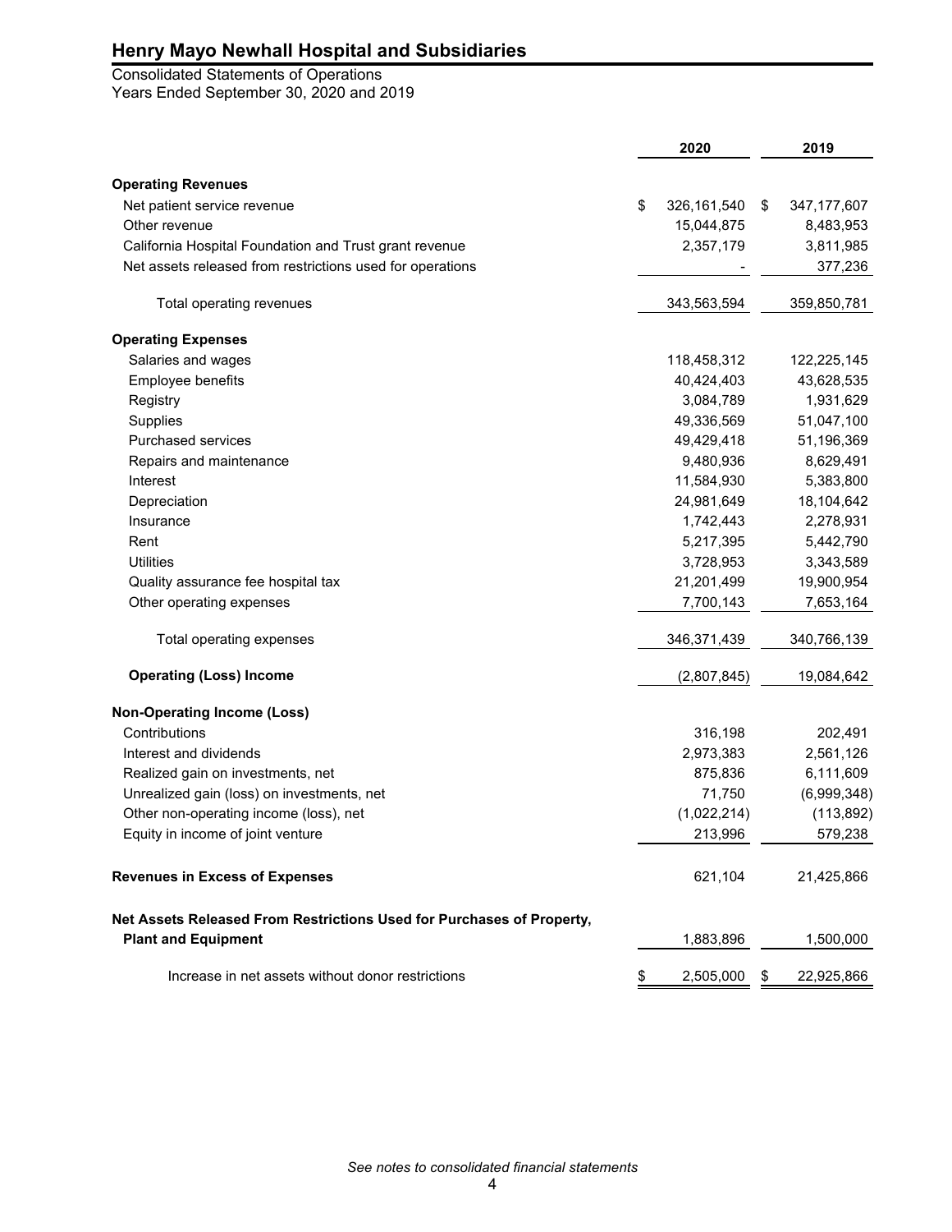# Henry Mayo Newhall Hospital and Subsidiaries

Consolidated Statements of Operations
Years Ended September 30, 2020 and 2019

| | 2020 | 2019 |
|---|---|---|
| **Operating Revenues** | | |
| Net patient service revenue | $ 326,161,540 | $ 347,177,607 |
| Other revenue | 15,044,875 | 8,483,953 |
| California Hospital Foundation and Trust grant revenue | 2,357,179 | 3,811,985 |
| Net assets released from restrictions used for operations | - | 377,236 |
| Total operating revenues | 343,563,594 | 359,850,781 |
| **Operating Expenses** | | |
| Salaries and wages | 118,458,312 | 122,225,145 |
| Employee benefits | 40,424,403 | 43,628,535 |
| Registry | 3,084,789 | 1,931,629 |
| Supplies | 49,336,569 | 51,047,100 |
| Purchased services | 49,429,418 | 51,196,369 |
| Repairs and maintenance | 9,480,936 | 8,629,491 |
| Interest | 11,584,930 | 5,383,800 |
| Depreciation | 24,981,649 | 18,104,642 |
| Insurance | 1,742,443 | 2,278,931 |
| Rent | 5,217,395 | 5,442,790 |
| Utilities | 3,728,953 | 3,343,589 |
| Quality assurance fee hospital tax | 21,201,499 | 19,900,954 |
| Other operating expenses | 7,700,143 | 7,653,164 |
| Total operating expenses | 346,371,439 | 340,766,139 |
| **Operating (Loss) Income** | (2,807,845) | 19,084,642 |
| **Non-Operating Income (Loss)** | | |
| Contributions | 316,198 | 202,491 |
| Interest and dividends | 2,973,383 | 2,561,126 |
| Realized gain on investments, net | 875,836 | 6,111,609 |
| Unrealized gain (loss) on investments, net | 71,750 | (6,999,348) |
| Other non-operating income (loss), net | (1,022,214) | (113,892) |
| Equity in income of joint venture | 213,996 | 579,238 |
| **Revenues in Excess of Expenses** | 621,104 | 21,425,866 |
| **Net Assets Released From Restrictions Used for Purchases of Property, Plant and Equipment** | 1,883,896 | 1,500,000 |
| Increase in net assets without donor restrictions | $ 2,505,000 | $ 22,925,866 |

*See notes to consolidated financial statements*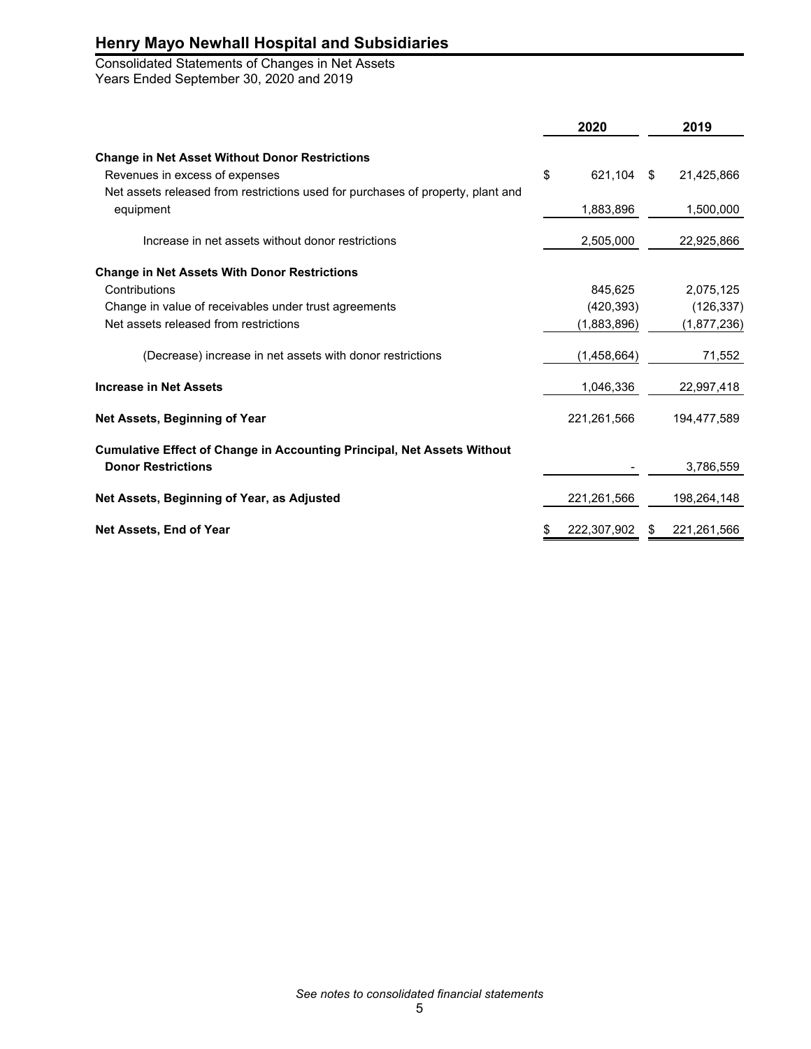# Henry Mayo Newhall Hospital and Subsidiaries

Consolidated Statements of Changes in Net Assets
Years Ended September 30, 2020 and 2019

| | 2020 | 2019 |
|---|---|---|
| **Change in Net Asset Without Donor Restrictions** | | |
| Revenues in excess of expenses | $ 621,104 | $ 21,425,866 |
| Net assets released from restrictions used for purchases of property, plant and equipment | 1,883,896 | 1,500,000 |
| Increase in net assets without donor restrictions | 2,505,000 | 22,925,866 |
| **Change in Net Assets With Donor Restrictions** | | |
| Contributions | 845,625 | 2,075,125 |
| Change in value of receivables under trust agreements | (420,393) | (126,337) |
| Net assets released from restrictions | (1,883,896) | (1,877,236) |
| (Decrease) increase in net assets with donor restrictions | (1,458,664) | 71,552 |
| **Increase in Net Assets** | 1,046,336 | 22,997,418 |
| **Net Assets, Beginning of Year** | 221,261,566 | 194,477,589 |
| **Cumulative Effect of Change in Accounting Principal, Net Assets Without Donor Restrictions** | - | 3,786,559 |
| **Net Assets, Beginning of Year, as Adjusted** | 221,261,566 | 198,264,148 |
| **Net Assets, End of Year** | $ 222,307,902 | $ 221,261,566 |

*See notes to consolidated financial statements*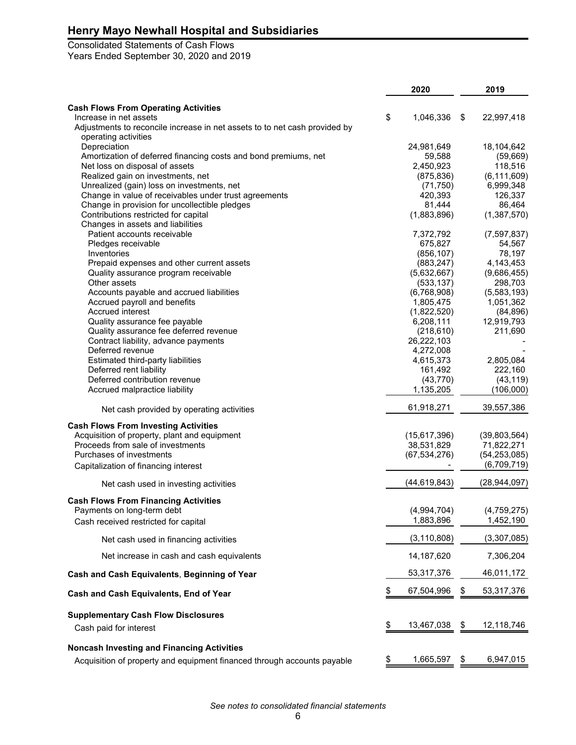# Henry Mayo Newhall Hospital and Subsidiaries

Consolidated Statements of Cash Flows
Years Ended September 30, 2020 and 2019

| | 2020 | 2019 |
|---|---|---|
| **Cash Flows From Operating Activities** | | |
| Increase in net assets | $ 1,046,336 | $ 22,997,418 |
| Adjustments to reconcile increase in net assets to to net cash provided by operating activities | | |
| Depreciation | 24,981,649 | 18,104,642 |
| Amortization of deferred financing costs and bond premiums, net | 59,588 | (59,669) |
| Net loss on disposal of assets | 2,450,923 | 118,516 |
| Realized gain on investments, net | (875,836) | (6,111,609) |
| Unrealized (gain) loss on investments, net | (71,750) | 6,999,348 |
| Change in value of receivables under trust agreements | 420,393 | 126,337 |
| Change in provision for uncollectible pledges | 81,444 | 86,464 |
| Contributions restricted for capital | (1,883,896) | (1,387,570) |
| Changes in assets and liabilities | | |
| Patient accounts receivable | 7,372,792 | (7,597,837) |
| Pledges receivable | 675,827 | 54,567 |
| Inventories | (856,107) | 78,197 |
| Prepaid expenses and other current assets | (883,247) | 4,143,453 |
| Quality assurance program receivable | (5,632,667) | (9,686,455) |
| Other assets | (533,137) | 298,703 |
| Accounts payable and accrued liabilities | (6,768,908) | (5,583,193) |
| Accrued payroll and benefits | 1,805,475 | 1,051,362 |
| Accrued interest | (1,822,520) | (84,896) |
| Quality assurance fee payable | 6,208,111 | 12,919,793 |
| Quality assurance fee deferred revenue | (218,610) | 211,690 |
| Contract liability, advance payments | 26,222,103 | - |
| Deferred revenue | 4,272,008 | - |
| Estimated third-party liabilities | 4,615,373 | 2,805,084 |
| Deferred rent liability | 161,492 | 222,160 |
| Deferred contribution revenue | (43,770) | (43,119) |
| Accrued malpractice liability | 1,135,205 | (106,000) |
| Net cash provided by operating activities | 61,918,271 | 39,557,386 |
| **Cash Flows From Investing Activities** | | |
| Acquisition of property, plant and equipment | (15,617,396) | (39,803,564) |
| Proceeds from sale of investments | 38,531,829 | 71,822,271 |
| Purchases of investments | (67,534,276) | (54,253,085) |
| Capitalization of financing interest | - | (6,709,719) |
| Net cash used in investing activities | (44,619,843) | (28,944,097) |
| **Cash Flows From Financing Activities** | | |
| Payments on long-term debt | (4,994,704) | (4,759,275) |
| Cash received restricted for capital | 1,883,896 | 1,452,190 |
| Net cash used in financing activities | (3,110,808) | (3,307,085) |
| Net increase in cash and cash equivalents | 14,187,620 | 7,306,204 |
| **Cash and Cash Equivalents, Beginning of Year** | 53,317,376 | 46,011,172 |
| **Cash and Cash Equivalents, End of Year** | $ 67,504,996 | $ 53,317,376 |
| **Supplementary Cash Flow Disclosures** | | |
| Cash paid for interest | $ 13,467,038 | $ 12,118,746 |
| **Noncash Investing and Financing Activities** | | |
| Acquisition of property and equipment financed through accounts payable | $ 1,665,597 | $ 6,947,015 |

*See notes to consolidated financial statements*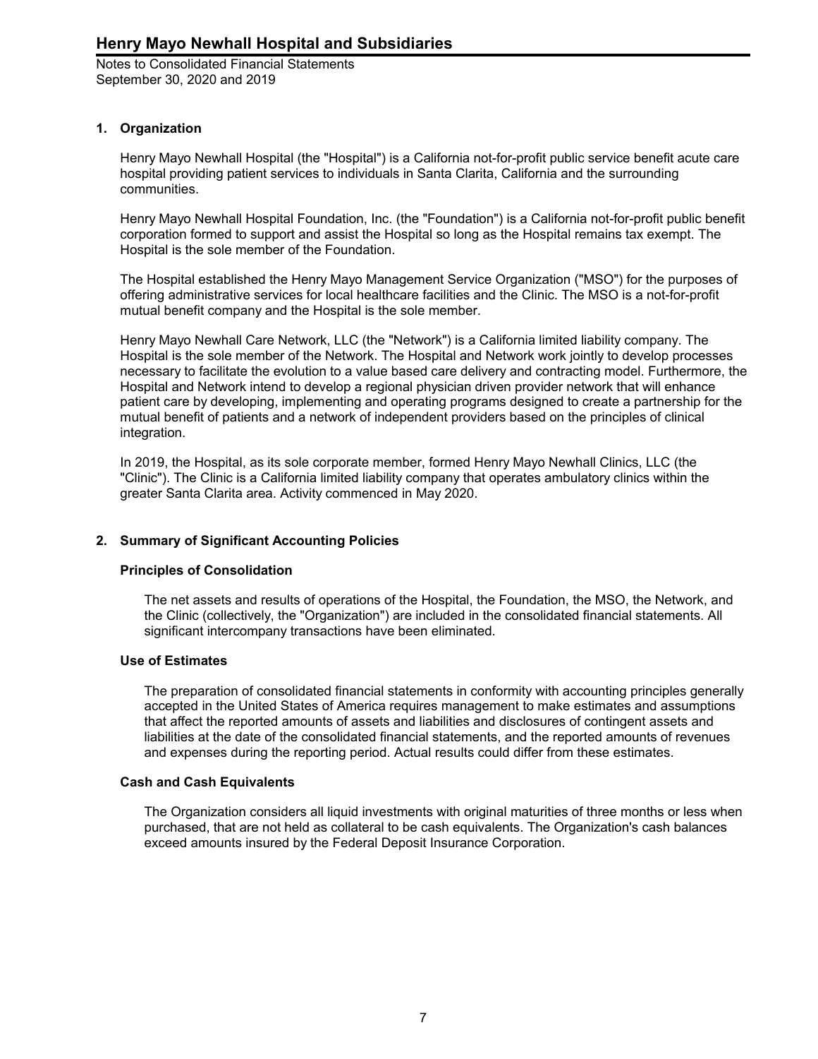## 1. Organization

Henry Mayo Newhall Hospital (the "Hospital") is a California not-for-profit public service benefit acute care hospital providing patient services to individuals in Santa Clarita, California and the surrounding communities.

Henry Mayo Newhall Hospital Foundation, Inc. (the "Foundation") is a California not-for-profit public benefit corporation formed to support and assist the Hospital so long as the Hospital remains tax exempt. The Hospital is the sole member of the Foundation.

The Hospital established the Henry Mayo Management Service Organization ("MSO") for the purposes of offering administrative services for local healthcare facilities and the Clinic. The MSO is a not-for-profit mutual benefit company and the Hospital is the sole member.

Henry Mayo Newhall Care Network, LLC (the "Network") is a California limited liability company. The Hospital is the sole member of the Network. The Hospital and Network work jointly to develop processes necessary to facilitate the evolution to a value based care delivery and contracting model. Furthermore, the Hospital and Network intend to develop a regional physician driven provider network that will enhance patient care by developing, implementing and operating programs designed to create a partnership for the mutual benefit of patients and a network of independent providers based on the principles of clinical integration.

In 2019, the Hospital, as its sole corporate member, formed Henry Mayo Newhall Clinics, LLC (the "Clinic"). The Clinic is a California limited liability company that operates ambulatory clinics within the greater Santa Clarita area. Activity commenced in May 2020.

## 2. Summary of Significant Accounting Policies

### Principles of Consolidation

The net assets and results of operations of the Hospital, the Foundation, the MSO, the Network, and the Clinic (collectively, the "Organization") are included in the consolidated financial statements. All significant intercompany transactions have been eliminated.

### Use of Estimates

The preparation of consolidated financial statements in conformity with accounting principles generally accepted in the United States of America requires management to make estimates and assumptions that affect the reported amounts of assets and liabilities and disclosures of contingent assets and liabilities at the date of the consolidated financial statements, and the reported amounts of revenues and expenses during the reporting period. Actual results could differ from these estimates.

### Cash and Cash Equivalents

The Organization considers all liquid investments with original maturities of three months or less when purchased, that are not held as collateral to be cash equivalents. The Organization's cash balances exceed amounts insured by the Federal Deposit Insurance Corporation.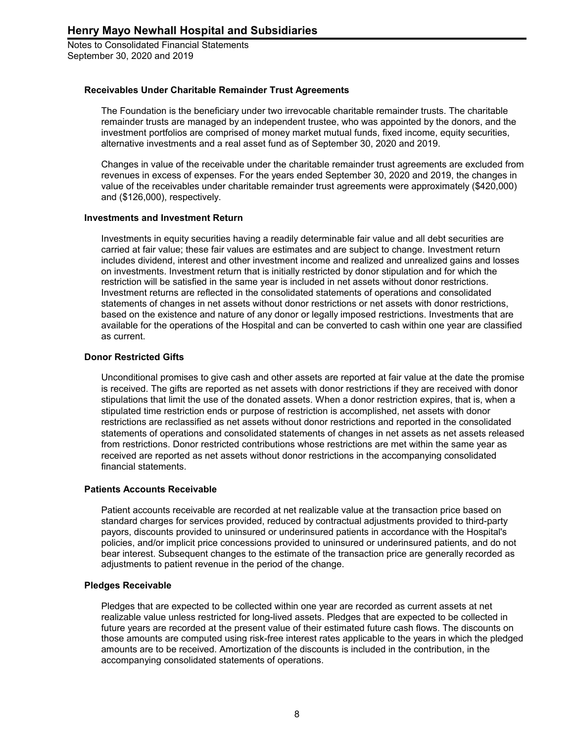### Receivables Under Charitable Remainder Trust Agreements

The Foundation is the beneficiary under two irrevocable charitable remainder trusts. The charitable remainder trusts are managed by an independent trustee, who was appointed by the donors, and the investment portfolios are comprised of money market mutual funds, fixed income, equity securities, alternative investments and a real asset fund as of September 30, 2020 and 2019.

Changes in value of the receivable under the charitable remainder trust agreements are excluded from revenues in excess of expenses. For the years ended September 30, 2020 and 2019, the changes in value of the receivables under charitable remainder trust agreements were approximately ($420,000) and ($126,000), respectively.

### Investments and Investment Return

Investments in equity securities having a readily determinable fair value and all debt securities are carried at fair value; these fair values are estimates and are subject to change. Investment return includes dividend, interest and other investment income and realized and unrealized gains and losses on investments. Investment return that is initially restricted by donor stipulation and for which the restriction will be satisfied in the same year is included in net assets without donor restrictions. Investment returns are reflected in the consolidated statements of operations and consolidated statements of changes in net assets without donor restrictions or net assets with donor restrictions, based on the existence and nature of any donor or legally imposed restrictions. Investments that are available for the operations of the Hospital and can be converted to cash within one year are classified as current.

### Donor Restricted Gifts

Unconditional promises to give cash and other assets are reported at fair value at the date the promise is received. The gifts are reported as net assets with donor restrictions if they are received with donor stipulations that limit the use of the donated assets. When a donor restriction expires, that is, when a stipulated time restriction ends or purpose of restriction is accomplished, net assets with donor restrictions are reclassified as net assets without donor restrictions and reported in the consolidated statements of operations and consolidated statements of changes in net assets as net assets released from restrictions. Donor restricted contributions whose restrictions are met within the same year as received are reported as net assets without donor restrictions in the accompanying consolidated financial statements.

### Patients Accounts Receivable

Patient accounts receivable are recorded at net realizable value at the transaction price based on standard charges for services provided, reduced by contractual adjustments provided to third-party payors, discounts provided to uninsured or underinsured patients in accordance with the Hospital's policies, and/or implicit price concessions provided to uninsured or underinsured patients, and do not bear interest. Subsequent changes to the estimate of the transaction price are generally recorded as adjustments to patient revenue in the period of the change.

### Pledges Receivable

Pledges that are expected to be collected within one year are recorded as current assets at net realizable value unless restricted for long-lived assets. Pledges that are expected to be collected in future years are recorded at the present value of their estimated future cash flows. The discounts on those amounts are computed using risk-free interest rates applicable to the years in which the pledged amounts are to be received. Amortization of the discounts is included in the contribution, in the accompanying consolidated statements of operations.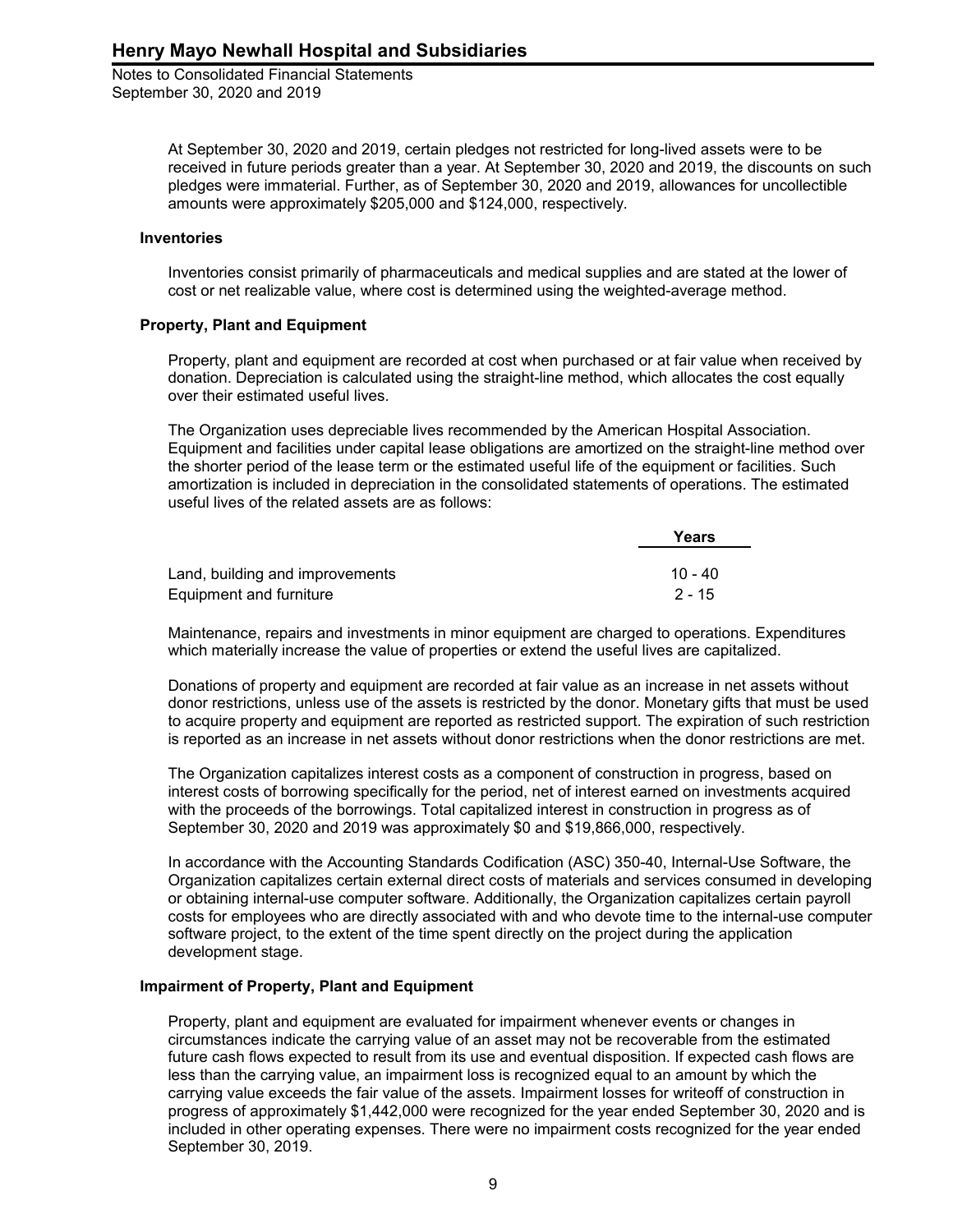At September 30, 2020 and 2019, certain pledges not restricted for long-lived assets were to be received in future periods greater than a year. At September 30, 2020 and 2019, the discounts on such pledges were immaterial. Further, as of September 30, 2020 and 2019, allowances for uncollectible amounts were approximately $205,000 and $124,000, respectively.

### Inventories

Inventories consist primarily of pharmaceuticals and medical supplies and are stated at the lower of cost or net realizable value, where cost is determined using the weighted-average method.

### Property, Plant and Equipment

Property, plant and equipment are recorded at cost when purchased or at fair value when received by donation. Depreciation is calculated using the straight-line method, which allocates the cost equally over their estimated useful lives.

The Organization uses depreciable lives recommended by the American Hospital Association. Equipment and facilities under capital lease obligations are amortized on the straight-line method over the shorter period of the lease term or the estimated useful life of the equipment or facilities. Such amortization is included in depreciation in the consolidated statements of operations. The estimated useful lives of the related assets are as follows:

| | Years |
|---|---|
| Land, building and improvements | 10 - 40 |
| Equipment and furniture | 2 - 15 |

Maintenance, repairs and investments in minor equipment are charged to operations. Expenditures which materially increase the value of properties or extend the useful lives are capitalized.

Donations of property and equipment are recorded at fair value as an increase in net assets without donor restrictions, unless use of the assets is restricted by the donor. Monetary gifts that must be used to acquire property and equipment are reported as restricted support. The expiration of such restriction is reported as an increase in net assets without donor restrictions when the donor restrictions are met.

The Organization capitalizes interest costs as a component of construction in progress, based on interest costs of borrowing specifically for the period, net of interest earned on investments acquired with the proceeds of the borrowings. Total capitalized interest in construction in progress as of September 30, 2020 and 2019 was approximately $0 and $19,866,000, respectively.

In accordance with the Accounting Standards Codification (ASC) 350-40, Internal-Use Software, the Organization capitalizes certain external direct costs of materials and services consumed in developing or obtaining internal-use computer software. Additionally, the Organization capitalizes certain payroll costs for employees who are directly associated with and who devote time to the internal-use computer software project, to the extent of the time spent directly on the project during the application development stage.

### Impairment of Property, Plant and Equipment

Property, plant and equipment are evaluated for impairment whenever events or changes in circumstances indicate the carrying value of an asset may not be recoverable from the estimated future cash flows expected to result from its use and eventual disposition. If expected cash flows are less than the carrying value, an impairment loss is recognized equal to an amount by which the carrying value exceeds the fair value of the assets. Impairment losses for writeoff of construction in progress of approximately $1,442,000 were recognized for the year ended September 30, 2020 and is included in other operating expenses. There were no impairment costs recognized for the year ended September 30, 2019.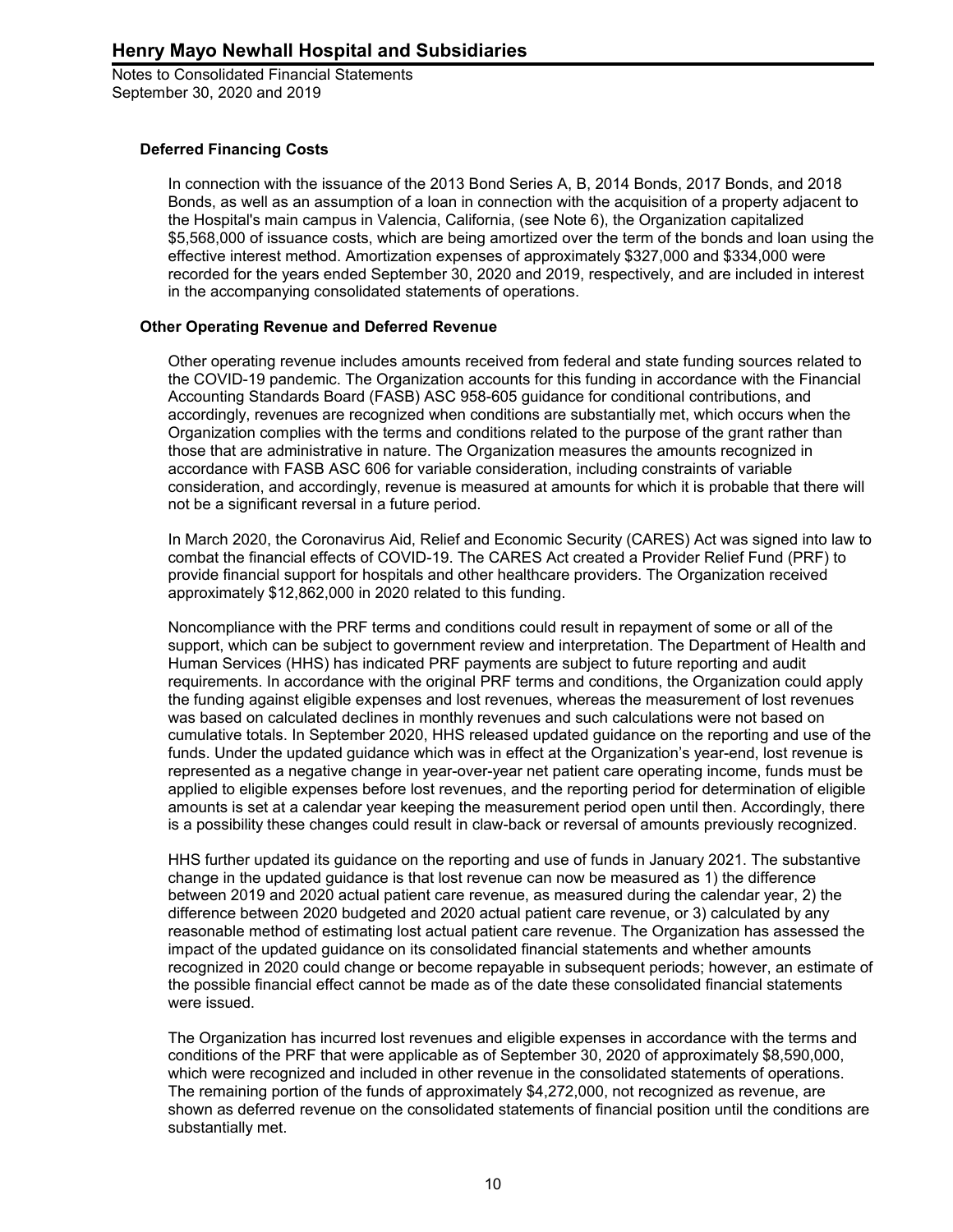### Deferred Financing Costs

In connection with the issuance of the 2013 Bond Series A, B, 2014 Bonds, 2017 Bonds, and 2018 Bonds, as well as an assumption of a loan in connection with the acquisition of a property adjacent to the Hospital's main campus in Valencia, California, (see Note 6), the Organization capitalized $5,568,000 of issuance costs, which are being amortized over the term of the bonds and loan using the effective interest method. Amortization expenses of approximately $327,000 and $334,000 were recorded for the years ended September 30, 2020 and 2019, respectively, and are included in interest in the accompanying consolidated statements of operations.

### Other Operating Revenue and Deferred Revenue

Other operating revenue includes amounts received from federal and state funding sources related to the COVID-19 pandemic. The Organization accounts for this funding in accordance with the Financial Accounting Standards Board (FASB) ASC 958-605 guidance for conditional contributions, and accordingly, revenues are recognized when conditions are substantially met, which occurs when the Organization complies with the terms and conditions related to the purpose of the grant rather than those that are administrative in nature. The Organization measures the amounts recognized in accordance with FASB ASC 606 for variable consideration, including constraints of variable consideration, and accordingly, revenue is measured at amounts for which it is probable that there will not be a significant reversal in a future period.

In March 2020, the Coronavirus Aid, Relief and Economic Security (CARES) Act was signed into law to combat the financial effects of COVID-19. The CARES Act created a Provider Relief Fund (PRF) to provide financial support for hospitals and other healthcare providers. The Organization received approximately $12,862,000 in 2020 related to this funding.

Noncompliance with the PRF terms and conditions could result in repayment of some or all of the support, which can be subject to government review and interpretation. The Department of Health and Human Services (HHS) has indicated PRF payments are subject to future reporting and audit requirements. In accordance with the original PRF terms and conditions, the Organization could apply the funding against eligible expenses and lost revenues, whereas the measurement of lost revenues was based on calculated declines in monthly revenues and such calculations were not based on cumulative totals. In September 2020, HHS released updated guidance on the reporting and use of the funds. Under the updated guidance which was in effect at the Organization's year-end, lost revenue is represented as a negative change in year-over-year net patient care operating income, funds must be applied to eligible expenses before lost revenues, and the reporting period for determination of eligible amounts is set at a calendar year keeping the measurement period open until then. Accordingly, there is a possibility these changes could result in claw-back or reversal of amounts previously recognized.

HHS further updated its guidance on the reporting and use of funds in January 2021. The substantive change in the updated guidance is that lost revenue can now be measured as 1) the difference between 2019 and 2020 actual patient care revenue, as measured during the calendar year, 2) the difference between 2020 budgeted and 2020 actual patient care revenue, or 3) calculated by any reasonable method of estimating lost actual patient care revenue. The Organization has assessed the impact of the updated guidance on its consolidated financial statements and whether amounts recognized in 2020 could change or become repayable in subsequent periods; however, an estimate of the possible financial effect cannot be made as of the date these consolidated financial statements were issued.

The Organization has incurred lost revenues and eligible expenses in accordance with the terms and conditions of the PRF that were applicable as of September 30, 2020 of approximately $8,590,000, which were recognized and included in other revenue in the consolidated statements of operations. The remaining portion of the funds of approximately $4,272,000, not recognized as revenue, are shown as deferred revenue on the consolidated statements of financial position until the conditions are substantially met.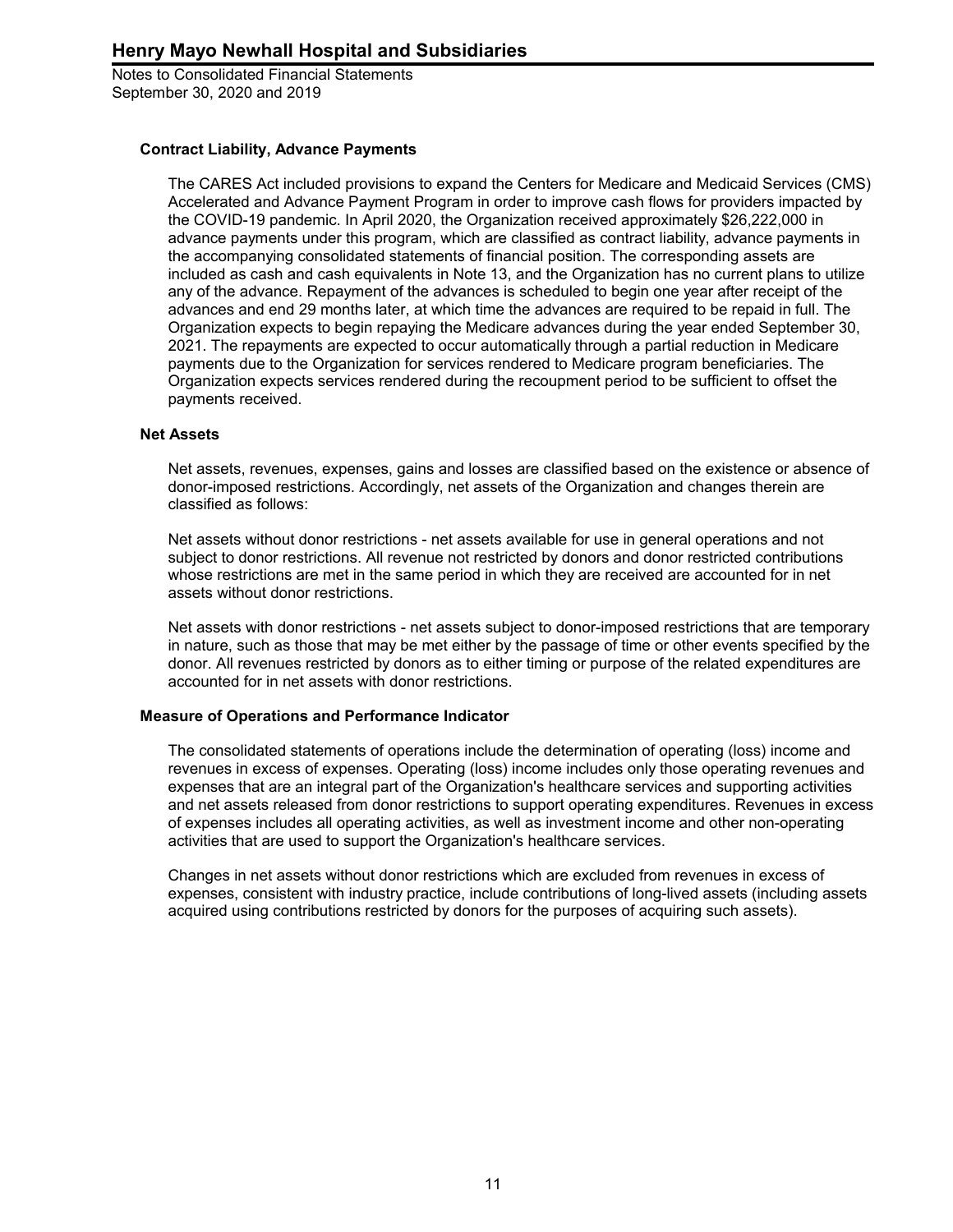### Contract Liability, Advance Payments

The CARES Act included provisions to expand the Centers for Medicare and Medicaid Services (CMS) Accelerated and Advance Payment Program in order to improve cash flows for providers impacted by the COVID-19 pandemic. In April 2020, the Organization received approximately $26,222,000 in advance payments under this program, which are classified as contract liability, advance payments in the accompanying consolidated statements of financial position. The corresponding assets are included as cash and cash equivalents in Note 13, and the Organization has no current plans to utilize any of the advance. Repayment of the advances is scheduled to begin one year after receipt of the advances and end 29 months later, at which time the advances are required to be repaid in full. The Organization expects to begin repaying the Medicare advances during the year ended September 30, 2021. The repayments are expected to occur automatically through a partial reduction in Medicare payments due to the Organization for services rendered to Medicare program beneficiaries. The Organization expects services rendered during the recoupment period to be sufficient to offset the payments received.

### Net Assets

Net assets, revenues, expenses, gains and losses are classified based on the existence or absence of donor-imposed restrictions. Accordingly, net assets of the Organization and changes therein are classified as follows:

Net assets without donor restrictions - net assets available for use in general operations and not subject to donor restrictions. All revenue not restricted by donors and donor restricted contributions whose restrictions are met in the same period in which they are received are accounted for in net assets without donor restrictions.

Net assets with donor restrictions - net assets subject to donor-imposed restrictions that are temporary in nature, such as those that may be met either by the passage of time or other events specified by the donor. All revenues restricted by donors as to either timing or purpose of the related expenditures are accounted for in net assets with donor restrictions.

### Measure of Operations and Performance Indicator

The consolidated statements of operations include the determination of operating (loss) income and revenues in excess of expenses. Operating (loss) income includes only those operating revenues and expenses that are an integral part of the Organization's healthcare services and supporting activities and net assets released from donor restrictions to support operating expenditures. Revenues in excess of expenses includes all operating activities, as well as investment income and other non-operating activities that are used to support the Organization's healthcare services.

Changes in net assets without donor restrictions which are excluded from revenues in excess of expenses, consistent with industry practice, include contributions of long-lived assets (including assets acquired using contributions restricted by donors for the purposes of acquiring such assets).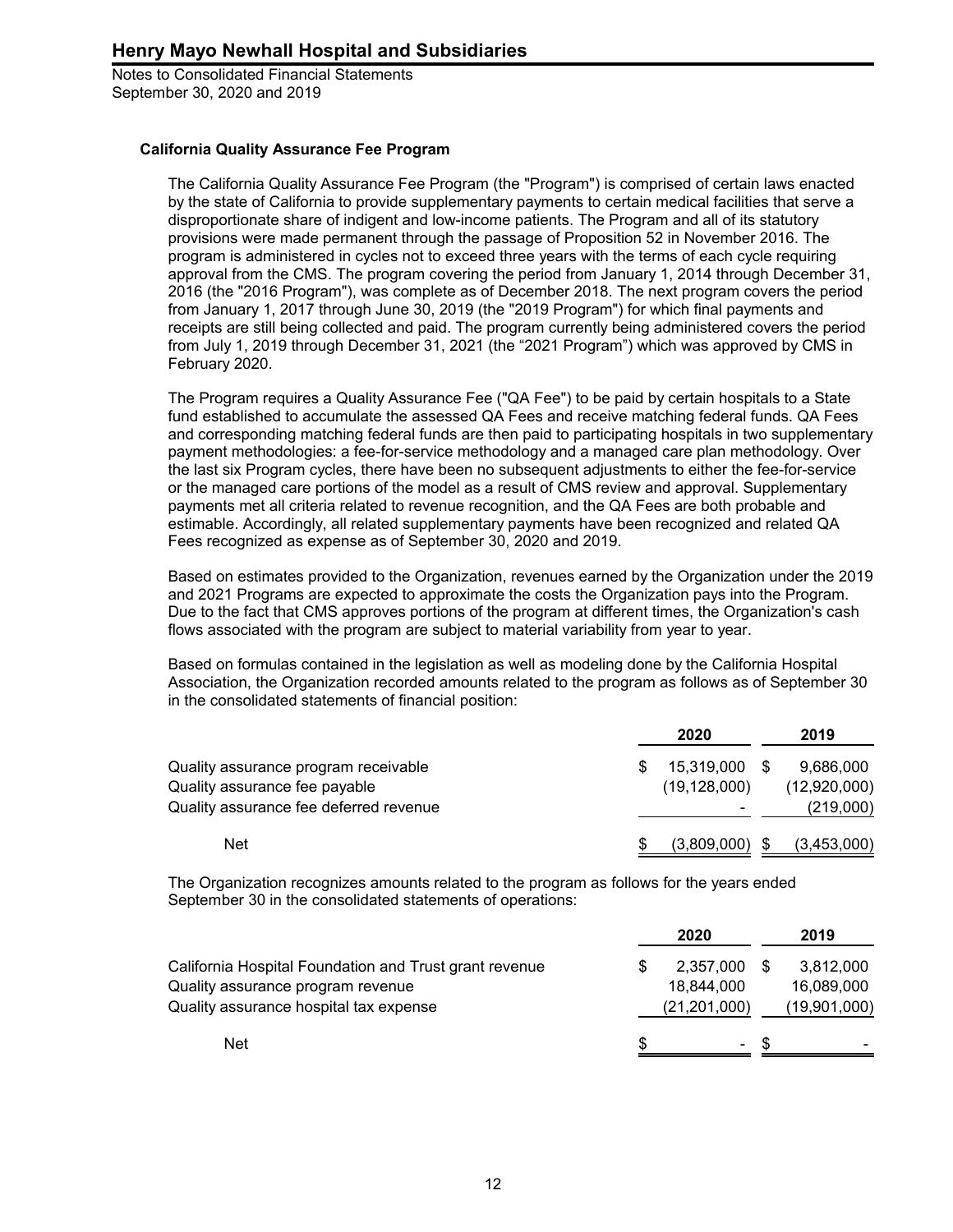### California Quality Assurance Fee Program

The California Quality Assurance Fee Program (the "Program") is comprised of certain laws enacted by the state of California to provide supplementary payments to certain medical facilities that serve a disproportionate share of indigent and low-income patients. The Program and all of its statutory provisions were made permanent through the passage of Proposition 52 in November 2016. The program is administered in cycles not to exceed three years with the terms of each cycle requiring approval from the CMS. The program covering the period from January 1, 2014 through December 31, 2016 (the "2016 Program"), was complete as of December 2018. The next program covers the period from January 1, 2017 through June 30, 2019 (the "2019 Program") for which final payments and receipts are still being collected and paid. The program currently being administered covers the period from July 1, 2019 through December 31, 2021 (the "2021 Program") which was approved by CMS in February 2020.

The Program requires a Quality Assurance Fee ("QA Fee") to be paid by certain hospitals to a State fund established to accumulate the assessed QA Fees and receive matching federal funds. QA Fees and corresponding matching federal funds are then paid to participating hospitals in two supplementary payment methodologies: a fee-for-service methodology and a managed care plan methodology. Over the last six Program cycles, there have been no subsequent adjustments to either the fee-for-service or the managed care portions of the model as a result of CMS review and approval. Supplementary payments met all criteria related to revenue recognition, and the QA Fees are both probable and estimable. Accordingly, all related supplementary payments have been recognized and related QA Fees recognized as expense as of September 30, 2020 and 2019.

Based on estimates provided to the Organization, revenues earned by the Organization under the 2019 and 2021 Programs are expected to approximate the costs the Organization pays into the Program. Due to the fact that CMS approves portions of the program at different times, the Organization's cash flows associated with the program are subject to material variability from year to year.

Based on formulas contained in the legislation as well as modeling done by the California Hospital Association, the Organization recorded amounts related to the program as follows as of September 30 in the consolidated statements of financial position:

| | 2020 | 2019 |
|---|---|---|
| Quality assurance program receivable | $ 15,319,000 | $ 9,686,000 |
| Quality assurance fee payable | (19,128,000) | (12,920,000) |
| Quality assurance fee deferred revenue | - | (219,000) |
| Net | $ (3,809,000) | $ (3,453,000) |

The Organization recognizes amounts related to the program as follows for the years ended September 30 in the consolidated statements of operations:

| | 2020 | 2019 |
|---|---|---|
| California Hospital Foundation and Trust grant revenue | $ 2,357,000 | $ 3,812,000 |
| Quality assurance program revenue | 18,844,000 | 16,089,000 |
| Quality assurance hospital tax expense | (21,201,000) | (19,901,000) |
| Net | $ - | $ - |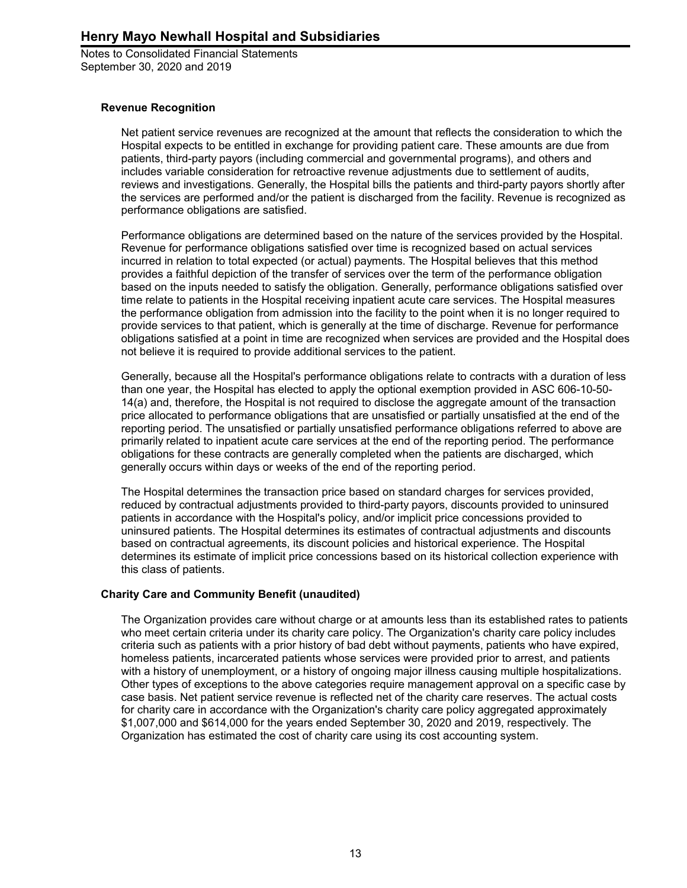### Revenue Recognition

Net patient service revenues are recognized at the amount that reflects the consideration to which the Hospital expects to be entitled in exchange for providing patient care. These amounts are due from patients, third-party payors (including commercial and governmental programs), and others and includes variable consideration for retroactive revenue adjustments due to settlement of audits, reviews and investigations. Generally, the Hospital bills the patients and third-party payors shortly after the services are performed and/or the patient is discharged from the facility. Revenue is recognized as performance obligations are satisfied.

Performance obligations are determined based on the nature of the services provided by the Hospital. Revenue for performance obligations satisfied over time is recognized based on actual services incurred in relation to total expected (or actual) payments. The Hospital believes that this method provides a faithful depiction of the transfer of services over the term of the performance obligation based on the inputs needed to satisfy the obligation. Generally, performance obligations satisfied over time relate to patients in the Hospital receiving inpatient acute care services. The Hospital measures the performance obligation from admission into the facility to the point when it is no longer required to provide services to that patient, which is generally at the time of discharge. Revenue for performance obligations satisfied at a point in time are recognized when services are provided and the Hospital does not believe it is required to provide additional services to the patient.

Generally, because all the Hospital's performance obligations relate to contracts with a duration of less than one year, the Hospital has elected to apply the optional exemption provided in ASC 606-10-50-14(a) and, therefore, the Hospital is not required to disclose the aggregate amount of the transaction price allocated to performance obligations that are unsatisfied or partially unsatisfied at the end of the reporting period. The unsatisfied or partially unsatisfied performance obligations referred to above are primarily related to inpatient acute care services at the end of the reporting period. The performance obligations for these contracts are generally completed when the patients are discharged, which generally occurs within days or weeks of the end of the reporting period.

The Hospital determines the transaction price based on standard charges for services provided, reduced by contractual adjustments provided to third-party payors, discounts provided to uninsured patients in accordance with the Hospital's policy, and/or implicit price concessions provided to uninsured patients. The Hospital determines its estimates of contractual adjustments and discounts based on contractual agreements, its discount policies and historical experience. The Hospital determines its estimate of implicit price concessions based on its historical collection experience with this class of patients.

### Charity Care and Community Benefit (unaudited)

The Organization provides care without charge or at amounts less than its established rates to patients who meet certain criteria under its charity care policy. The Organization's charity care policy includes criteria such as patients with a prior history of bad debt without payments, patients who have expired, homeless patients, incarcerated patients whose services were provided prior to arrest, and patients with a history of unemployment, or a history of ongoing major illness causing multiple hospitalizations. Other types of exceptions to the above categories require management approval on a specific case by case basis. Net patient service revenue is reflected net of the charity care reserves. The actual costs for charity care in accordance with the Organization's charity care policy aggregated approximately $1,007,000 and $614,000 for the years ended September 30, 2020 and 2019, respectively. The Organization has estimated the cost of charity care using its cost accounting system.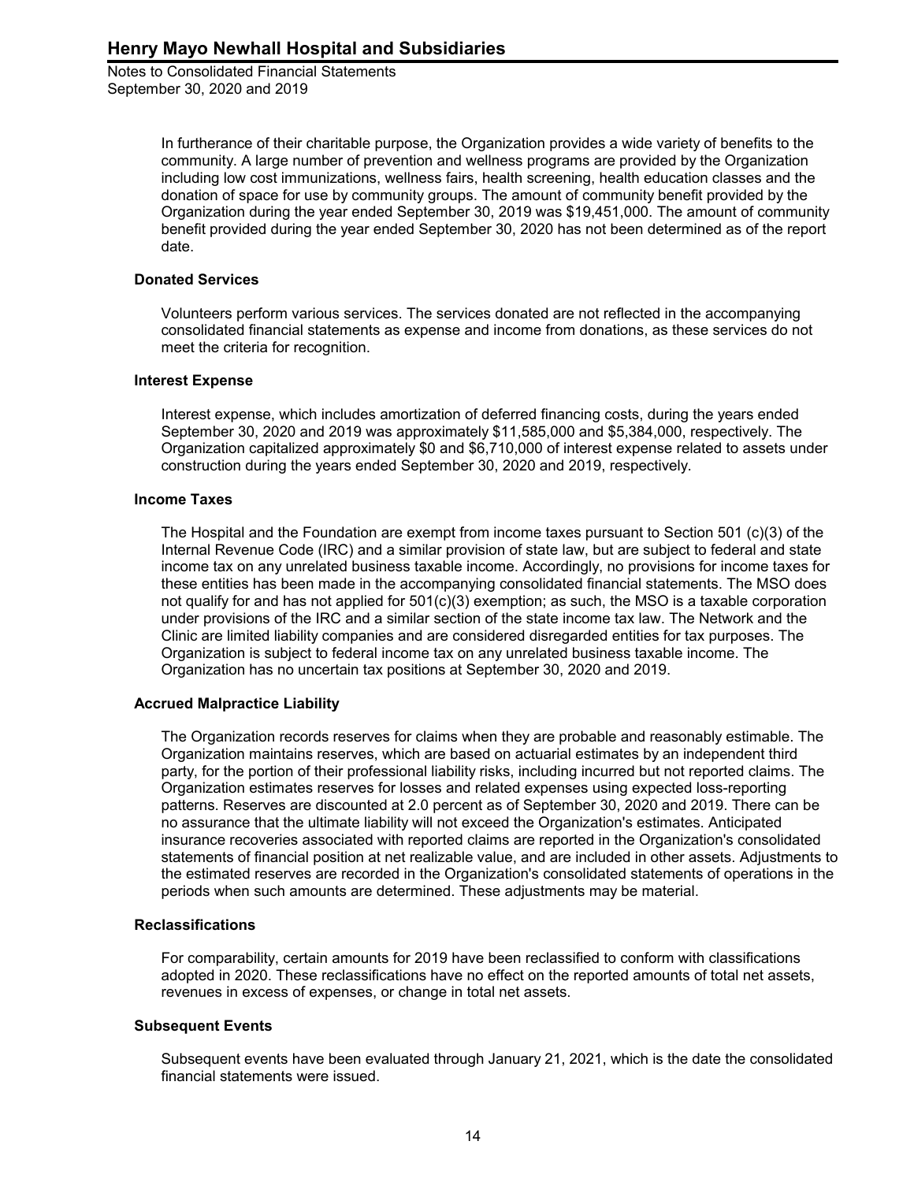In furtherance of their charitable purpose, the Organization provides a wide variety of benefits to the community. A large number of prevention and wellness programs are provided by the Organization including low cost immunizations, wellness fairs, health screening, health education classes and the donation of space for use by community groups. The amount of community benefit provided by the Organization during the year ended September 30, 2019 was $19,451,000. The amount of community benefit provided during the year ended September 30, 2020 has not been determined as of the report date.

### Donated Services

Volunteers perform various services. The services donated are not reflected in the accompanying consolidated financial statements as expense and income from donations, as these services do not meet the criteria for recognition.

### Interest Expense

Interest expense, which includes amortization of deferred financing costs, during the years ended September 30, 2020 and 2019 was approximately $11,585,000 and $5,384,000, respectively. The Organization capitalized approximately $0 and $6,710,000 of interest expense related to assets under construction during the years ended September 30, 2020 and 2019, respectively.

### Income Taxes

The Hospital and the Foundation are exempt from income taxes pursuant to Section 501 (c)(3) of the Internal Revenue Code (IRC) and a similar provision of state law, but are subject to federal and state income tax on any unrelated business taxable income. Accordingly, no provisions for income taxes for these entities has been made in the accompanying consolidated financial statements. The MSO does not qualify for and has not applied for 501(c)(3) exemption; as such, the MSO is a taxable corporation under provisions of the IRC and a similar section of the state income tax law. The Network and the Clinic are limited liability companies and are considered disregarded entities for tax purposes. The Organization is subject to federal income tax on any unrelated business taxable income. The Organization has no uncertain tax positions at September 30, 2020 and 2019.

### Accrued Malpractice Liability

The Organization records reserves for claims when they are probable and reasonably estimable. The Organization maintains reserves, which are based on actuarial estimates by an independent third party, for the portion of their professional liability risks, including incurred but not reported claims. The Organization estimates reserves for losses and related expenses using expected loss-reporting patterns. Reserves are discounted at 2.0 percent as of September 30, 2020 and 2019. There can be no assurance that the ultimate liability will not exceed the Organization's estimates. Anticipated insurance recoveries associated with reported claims are reported in the Organization's consolidated statements of financial position at net realizable value, and are included in other assets. Adjustments to the estimated reserves are recorded in the Organization's consolidated statements of operations in the periods when such amounts are determined. These adjustments may be material.

### Reclassifications

For comparability, certain amounts for 2019 have been reclassified to conform with classifications adopted in 2020. These reclassifications have no effect on the reported amounts of total net assets, revenues in excess of expenses, or change in total net assets.

### Subsequent Events

Subsequent events have been evaluated through January 21, 2021, which is the date the consolidated financial statements were issued.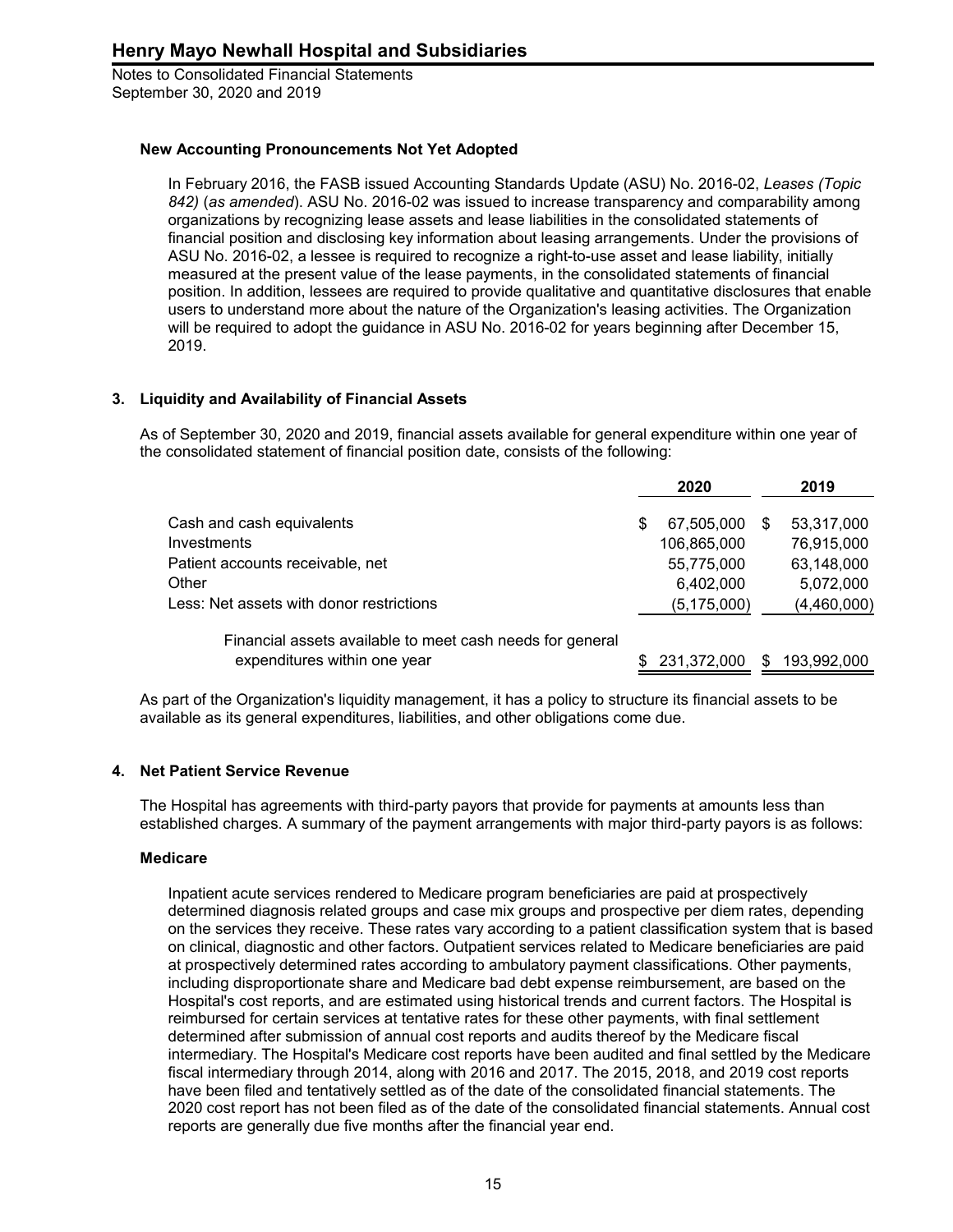### New Accounting Pronouncements Not Yet Adopted

In February 2016, the FASB issued Accounting Standards Update (ASU) No. 2016-02, *Leases (Topic 842)* (*as amended*). ASU No. 2016-02 was issued to increase transparency and comparability among organizations by recognizing lease assets and lease liabilities in the consolidated statements of financial position and disclosing key information about leasing arrangements. Under the provisions of ASU No. 2016-02, a lessee is required to recognize a right-to-use asset and lease liability, initially measured at the present value of the lease payments, in the consolidated statements of financial position. In addition, lessees are required to provide qualitative and quantitative disclosures that enable users to understand more about the nature of the Organization's leasing activities. The Organization will be required to adopt the guidance in ASU No. 2016-02 for years beginning after December 15, 2019.

## 3. Liquidity and Availability of Financial Assets

As of September 30, 2020 and 2019, financial assets available for general expenditure within one year of the consolidated statement of financial position date, consists of the following:

| | 2020 | 2019 |
|---|---|---|
| Cash and cash equivalents | $ 67,505,000 | $ 53,317,000 |
| Investments | 106,865,000 | 76,915,000 |
| Patient accounts receivable, net | 55,775,000 | 63,148,000 |
| Other | 6,402,000 | 5,072,000 |
| Less: Net assets with donor restrictions | (5,175,000) | (4,460,000) |
| Financial assets available to meet cash needs for general expenditures within one year | $ 231,372,000 | $ 193,992,000 |

As part of the Organization's liquidity management, it has a policy to structure its financial assets to be available as its general expenditures, liabilities, and other obligations come due.

## 4. Net Patient Service Revenue

The Hospital has agreements with third-party payors that provide for payments at amounts less than established charges. A summary of the payment arrangements with major third-party payors is as follows:

### Medicare

Inpatient acute services rendered to Medicare program beneficiaries are paid at prospectively determined diagnosis related groups and case mix groups and prospective per diem rates, depending on the services they receive. These rates vary according to a patient classification system that is based on clinical, diagnostic and other factors. Outpatient services related to Medicare beneficiaries are paid at prospectively determined rates according to ambulatory payment classifications. Other payments, including disproportionate share and Medicare bad debt expense reimbursement, are based on the Hospital's cost reports, and are estimated using historical trends and current factors. The Hospital is reimbursed for certain services at tentative rates for these other payments, with final settlement determined after submission of annual cost reports and audits thereof by the Medicare fiscal intermediary. The Hospital's Medicare cost reports have been audited and final settled by the Medicare fiscal intermediary through 2014, along with 2016 and 2017. The 2015, 2018, and 2019 cost reports have been filed and tentatively settled as of the date of the consolidated financial statements. The 2020 cost report has not been filed as of the date of the consolidated financial statements. Annual cost reports are generally due five months after the financial year end.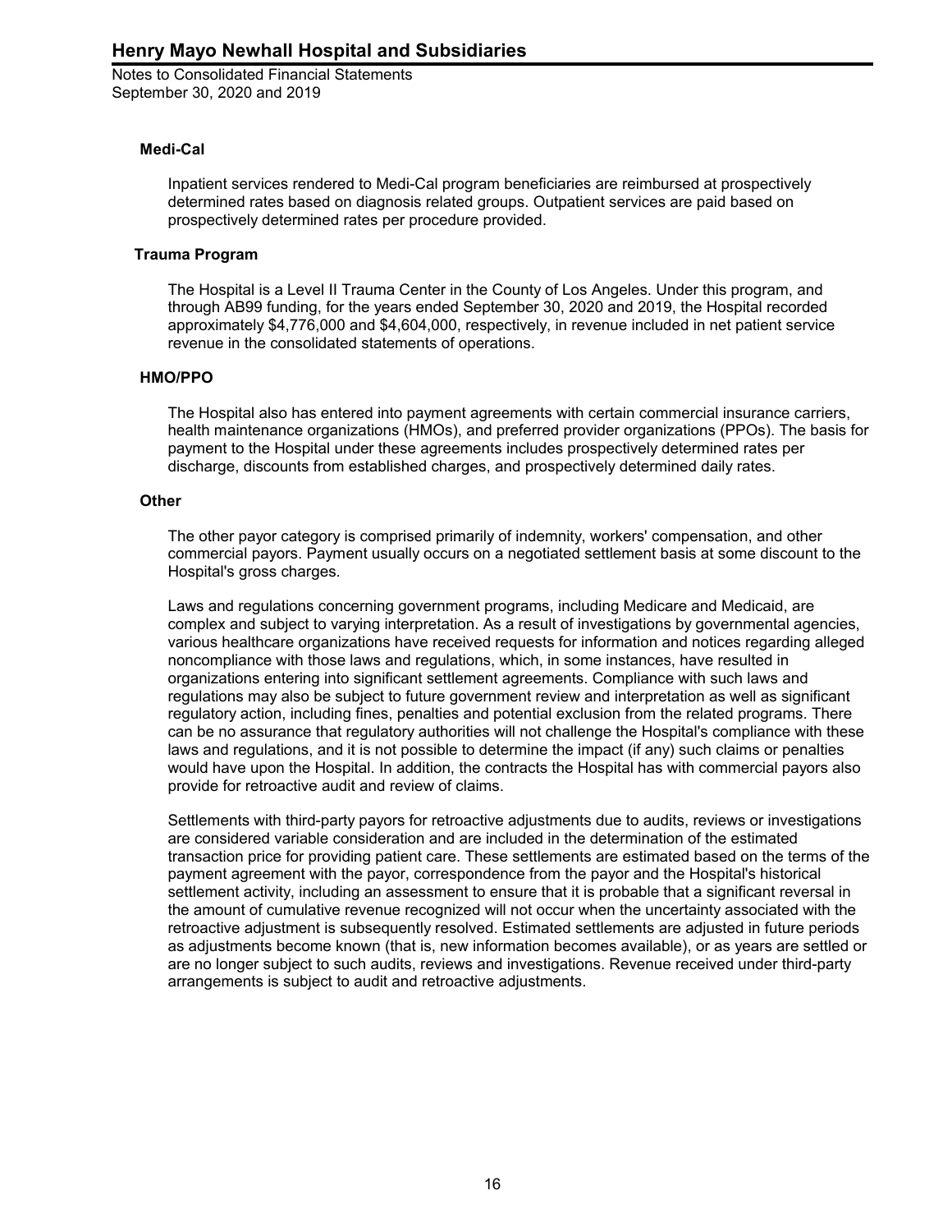#### Medi-Cal

Inpatient services rendered to Medi-Cal program beneficiaries are reimbursed at prospectively determined rates based on diagnosis related groups. Outpatient services are paid based on prospectively determined rates per procedure provided.

#### Trauma Program

The Hospital is a Level II Trauma Center in the County of Los Angeles. Under this program, and through AB99 funding, for the years ended September 30, 2020 and 2019, the Hospital recorded approximately $4,776,000 and $4,604,000, respectively, in revenue included in net patient service revenue in the consolidated statements of operations.

#### HMO/PPO

The Hospital also has entered into payment agreements with certain commercial insurance carriers, health maintenance organizations (HMOs), and preferred provider organizations (PPOs). The basis for payment to the Hospital under these agreements includes prospectively determined rates per discharge, discounts from established charges, and prospectively determined daily rates.

#### Other

The other payor category is comprised primarily of indemnity, workers' compensation, and other commercial payors. Payment usually occurs on a negotiated settlement basis at some discount to the Hospital's gross charges.

Laws and regulations concerning government programs, including Medicare and Medicaid, are complex and subject to varying interpretation. As a result of investigations by governmental agencies, various healthcare organizations have received requests for information and notices regarding alleged noncompliance with those laws and regulations, which, in some instances, have resulted in organizations entering into significant settlement agreements. Compliance with such laws and regulations may also be subject to future government review and interpretation as well as significant regulatory action, including fines, penalties and potential exclusion from the related programs. There can be no assurance that regulatory authorities will not challenge the Hospital's compliance with these laws and regulations, and it is not possible to determine the impact (if any) such claims or penalties would have upon the Hospital. In addition, the contracts the Hospital has with commercial payors also provide for retroactive audit and review of claims.

Settlements with third-party payors for retroactive adjustments due to audits, reviews or investigations are considered variable consideration and are included in the determination of the estimated transaction price for providing patient care. These settlements are estimated based on the terms of the payment agreement with the payor, correspondence from the payor and the Hospital's historical settlement activity, including an assessment to ensure that it is probable that a significant reversal in the amount of cumulative revenue recognized will not occur when the uncertainty associated with the retroactive adjustment is subsequently resolved. Estimated settlements are adjusted in future periods as adjustments become known (that is, new information becomes available), or as years are settled or are no longer subject to such audits, reviews and investigations. Revenue received under third-party arrangements is subject to audit and retroactive adjustments.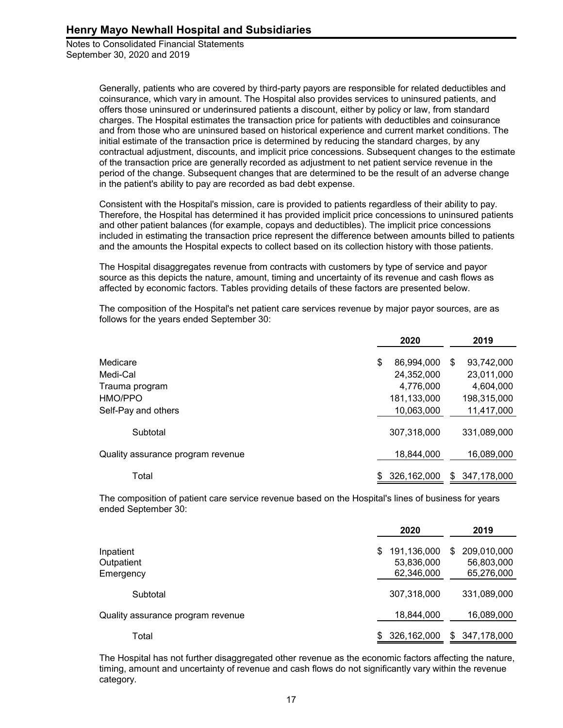Generally, patients who are covered by third-party payors are responsible for related deductibles and coinsurance, which vary in amount. The Hospital also provides services to uninsured patients, and offers those uninsured or underinsured patients a discount, either by policy or law, from standard charges. The Hospital estimates the transaction price for patients with deductibles and coinsurance and from those who are uninsured based on historical experience and current market conditions. The initial estimate of the transaction price is determined by reducing the standard charges, by any contractual adjustment, discounts, and implicit price concessions. Subsequent changes to the estimate of the transaction price are generally recorded as adjustment to net patient service revenue in the period of the change. Subsequent changes that are determined to be the result of an adverse change in the patient's ability to pay are recorded as bad debt expense.

Consistent with the Hospital's mission, care is provided to patients regardless of their ability to pay. Therefore, the Hospital has determined it has provided implicit price concessions to uninsured patients and other patient balances (for example, copays and deductibles). The implicit price concessions included in estimating the transaction price represent the difference between amounts billed to patients and the amounts the Hospital expects to collect based on its collection history with those patients.

The Hospital disaggregates revenue from contracts with customers by type of service and payor source as this depicts the nature, amount, timing and uncertainty of its revenue and cash flows as affected by economic factors. Tables providing details of these factors are presented below.

The composition of the Hospital's net patient care services revenue by major payor sources, are as follows for the years ended September 30:

| | 2020 | 2019 |
|---|---|---|
| Medicare | $ 86,994,000 | $ 93,742,000 |
| Medi-Cal | 24,352,000 | 23,011,000 |
| Trauma program | 4,776,000 | 4,604,000 |
| HMO/PPO | 181,133,000 | 198,315,000 |
| Self-Pay and others | 10,063,000 | 11,417,000 |
| Subtotal | 307,318,000 | 331,089,000 |
| Quality assurance program revenue | 18,844,000 | 16,089,000 |
| Total | $ 326,162,000 | $ 347,178,000 |

The composition of patient care service revenue based on the Hospital's lines of business for years ended September 30:

| | 2020 | 2019 |
|---|---|---|
| Inpatient | $ 191,136,000 | $ 209,010,000 |
| Outpatient | 53,836,000 | 56,803,000 |
| Emergency | 62,346,000 | 65,276,000 |
| Subtotal | 307,318,000 | 331,089,000 |
| Quality assurance program revenue | 18,844,000 | 16,089,000 |
| Total | $ 326,162,000 | $ 347,178,000 |

The Hospital has not further disaggregated other revenue as the economic factors affecting the nature, timing, amount and uncertainty of revenue and cash flows do not significantly vary within the revenue category.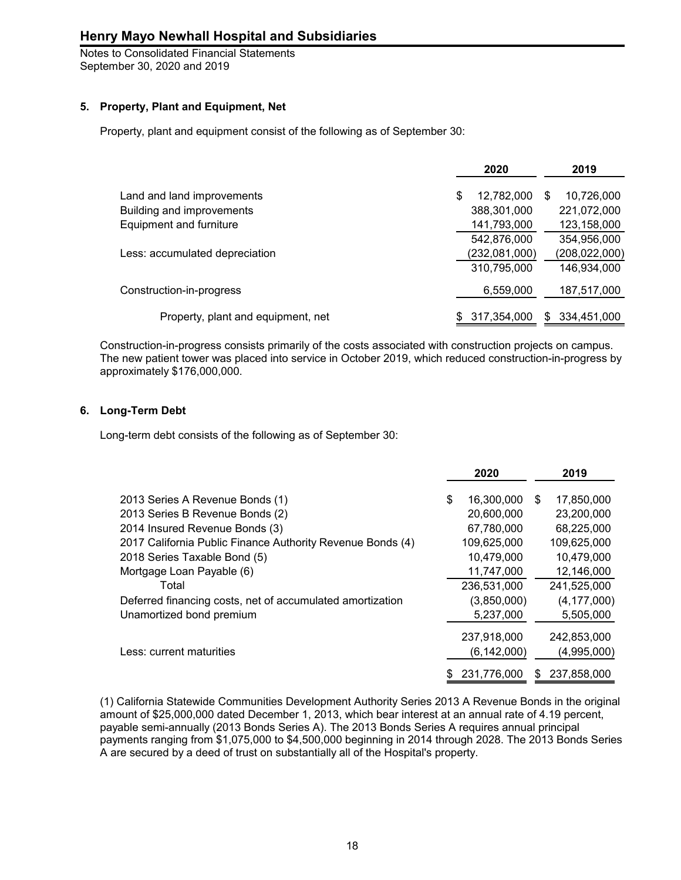## 5. Property, Plant and Equipment, Net

Property, plant and equipment consist of the following as of September 30:

| | 2020 | 2019 |
|---|---|---|
| Land and land improvements | $ 12,782,000 | $ 10,726,000 |
| Building and improvements | 388,301,000 | 221,072,000 |
| Equipment and furniture | 141,793,000 | 123,158,000 |
| | 542,876,000 | 354,956,000 |
| Less: accumulated depreciation | (232,081,000) | (208,022,000) |
| | 310,795,000 | 146,934,000 |
| Construction-in-progress | 6,559,000 | 187,517,000 |
| Property, plant and equipment, net | $ 317,354,000 | $ 334,451,000 |

Construction-in-progress consists primarily of the costs associated with construction projects on campus. The new patient tower was placed into service in October 2019, which reduced construction-in-progress by approximately $176,000,000.

## 6. Long-Term Debt

Long-term debt consists of the following as of September 30:

| | 2020 | 2019 |
|---|---|---|
| 2013 Series A Revenue Bonds (1) | $ 16,300,000 | $ 17,850,000 |
| 2013 Series B Revenue Bonds (2) | 20,600,000 | 23,200,000 |
| 2014 Insured Revenue Bonds (3) | 67,780,000 | 68,225,000 |
| 2017 California Public Finance Authority Revenue Bonds (4) | 109,625,000 | 109,625,000 |
| 2018 Series Taxable Bond (5) | 10,479,000 | 10,479,000 |
| Mortgage Loan Payable (6) | 11,747,000 | 12,146,000 |
| Total | 236,531,000 | 241,525,000 |
| Deferred financing costs, net of accumulated amortization | (3,850,000) | (4,177,000) |
| Unamortized bond premium | 5,237,000 | 5,505,000 |
| | 237,918,000 | 242,853,000 |
| Less: current maturities | (6,142,000) | (4,995,000) |
| | $ 231,776,000 | $ 237,858,000 |

(1) California Statewide Communities Development Authority Series 2013 A Revenue Bonds in the original amount of $25,000,000 dated December 1, 2013, which bear interest at an annual rate of 4.19 percent, payable semi-annually (2013 Bonds Series A). The 2013 Bonds Series A requires annual principal payments ranging from $1,075,000 to $4,500,000 beginning in 2014 through 2028. The 2013 Bonds Series A are secured by a deed of trust on substantially all of the Hospital's property.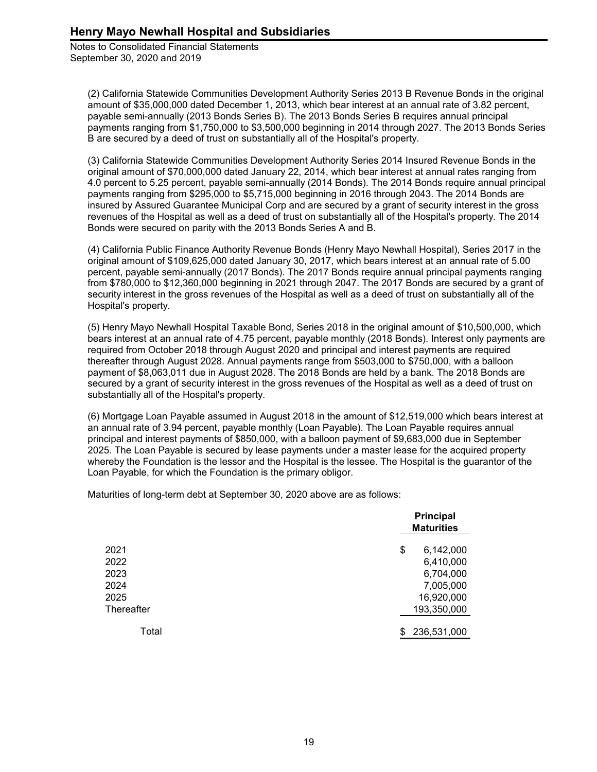(2) California Statewide Communities Development Authority Series 2013 B Revenue Bonds in the original amount of $35,000,000 dated December 1, 2013, which bear interest at an annual rate of 3.82 percent, payable semi-annually (2013 Bonds Series B). The 2013 Bonds Series B requires annual principal payments ranging from $1,750,000 to $3,500,000 beginning in 2014 through 2027. The 2013 Bonds Series B are secured by a deed of trust on substantially all of the Hospital's property.

(3) California Statewide Communities Development Authority Series 2014 Insured Revenue Bonds in the original amount of $70,000,000 dated January 22, 2014, which bear interest at annual rates ranging from 4.0 percent to 5.25 percent, payable semi-annually (2014 Bonds). The 2014 Bonds require annual principal payments ranging from $295,000 to $5,715,000 beginning in 2016 through 2043. The 2014 Bonds are insured by Assured Guarantee Municipal Corp and are secured by a grant of security interest in the gross revenues of the Hospital as well as a deed of trust on substantially all of the Hospital's property. The 2014 Bonds were secured on parity with the 2013 Bonds Series A and B.

(4) California Public Finance Authority Revenue Bonds (Henry Mayo Newhall Hospital), Series 2017 in the original amount of $109,625,000 dated January 30, 2017, which bears interest at an annual rate of 5.00 percent, payable semi-annually (2017 Bonds). The 2017 Bonds require annual principal payments ranging from $780,000 to $12,360,000 beginning in 2021 through 2047. The 2017 Bonds are secured by a grant of security interest in the gross revenues of the Hospital as well as a deed of trust on substantially all of the Hospital's property.

(5) Henry Mayo Newhall Hospital Taxable Bond, Series 2018 in the original amount of $10,500,000, which bears interest at an annual rate of 4.75 percent, payable monthly (2018 Bonds). Interest only payments are required from October 2018 through August 2020 and principal and interest payments are required thereafter through August 2028. Annual payments range from $503,000 to $750,000, with a balloon payment of $8,063,011 due in August 2028. The 2018 Bonds are held by a bank. The 2018 Bonds are secured by a grant of security interest in the gross revenues of the Hospital as well as a deed of trust on substantially all of the Hospital's property.

(6) Mortgage Loan Payable assumed in August 2018 in the amount of $12,519,000 which bears interest at an annual rate of 3.94 percent, payable monthly (Loan Payable). The Loan Payable requires annual principal and interest payments of $850,000, with a balloon payment of $9,683,000 due in September 2025. The Loan Payable is secured by lease payments under a master lease for the acquired property whereby the Foundation is the lessor and the Hospital is the lessee. The Hospital is the guarantor of the Loan Payable, for which the Foundation is the primary obligor.

Maturities of long-term debt at September 30, 2020 above are as follows:

| | Principal Maturities |
|---|---|
| 2021 | $ 6,142,000 |
| 2022 | 6,410,000 |
| 2023 | 6,704,000 |
| 2024 | 7,005,000 |
| 2025 | 16,920,000 |
| Thereafter | 193,350,000 |
| Total | $ 236,531,000 |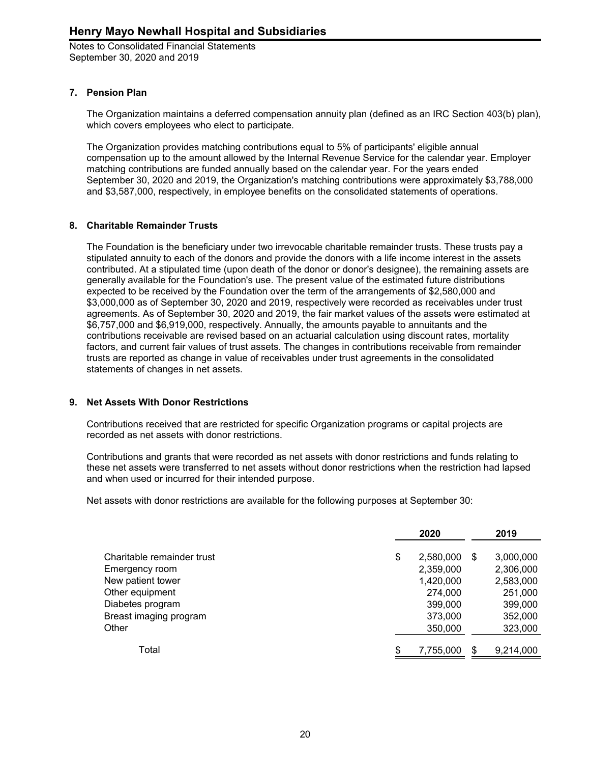## 7. Pension Plan

The Organization maintains a deferred compensation annuity plan (defined as an IRC Section 403(b) plan), which covers employees who elect to participate.

The Organization provides matching contributions equal to 5% of participants' eligible annual compensation up to the amount allowed by the Internal Revenue Service for the calendar year. Employer matching contributions are funded annually based on the calendar year. For the years ended September 30, 2020 and 2019, the Organization's matching contributions were approximately $3,788,000 and $3,587,000, respectively, in employee benefits on the consolidated statements of operations.

## 8. Charitable Remainder Trusts

The Foundation is the beneficiary under two irrevocable charitable remainder trusts. These trusts pay a stipulated annuity to each of the donors and provide the donors with a life income interest in the assets contributed. At a stipulated time (upon death of the donor or donor's designee), the remaining assets are generally available for the Foundation's use. The present value of the estimated future distributions expected to be received by the Foundation over the term of the arrangements of $2,580,000 and $3,000,000 as of September 30, 2020 and 2019, respectively were recorded as receivables under trust agreements. As of September 30, 2020 and 2019, the fair market values of the assets were estimated at $6,757,000 and $6,919,000, respectively. Annually, the amounts payable to annuitants and the contributions receivable are revised based on an actuarial calculation using discount rates, mortality factors, and current fair values of trust assets. The changes in contributions receivable from remainder trusts are reported as change in value of receivables under trust agreements in the consolidated statements of changes in net assets.

## 9. Net Assets With Donor Restrictions

Contributions received that are restricted for specific Organization programs or capital projects are recorded as net assets with donor restrictions.

Contributions and grants that were recorded as net assets with donor restrictions and funds relating to these net assets were transferred to net assets without donor restrictions when the restriction had lapsed and when used or incurred for their intended purpose.

Net assets with donor restrictions are available for the following purposes at September 30:

| | 2020 | 2019 |
|---|---|---|
| Charitable remainder trust | $ 2,580,000 | $ 3,000,000 |
| Emergency room | 2,359,000 | 2,306,000 |
| New patient tower | 1,420,000 | 2,583,000 |
| Other equipment | 274,000 | 251,000 |
| Diabetes program | 399,000 | 399,000 |
| Breast imaging program | 373,000 | 352,000 |
| Other | 350,000 | 323,000 |
| Total | $ 7,755,000 | $ 9,214,000 |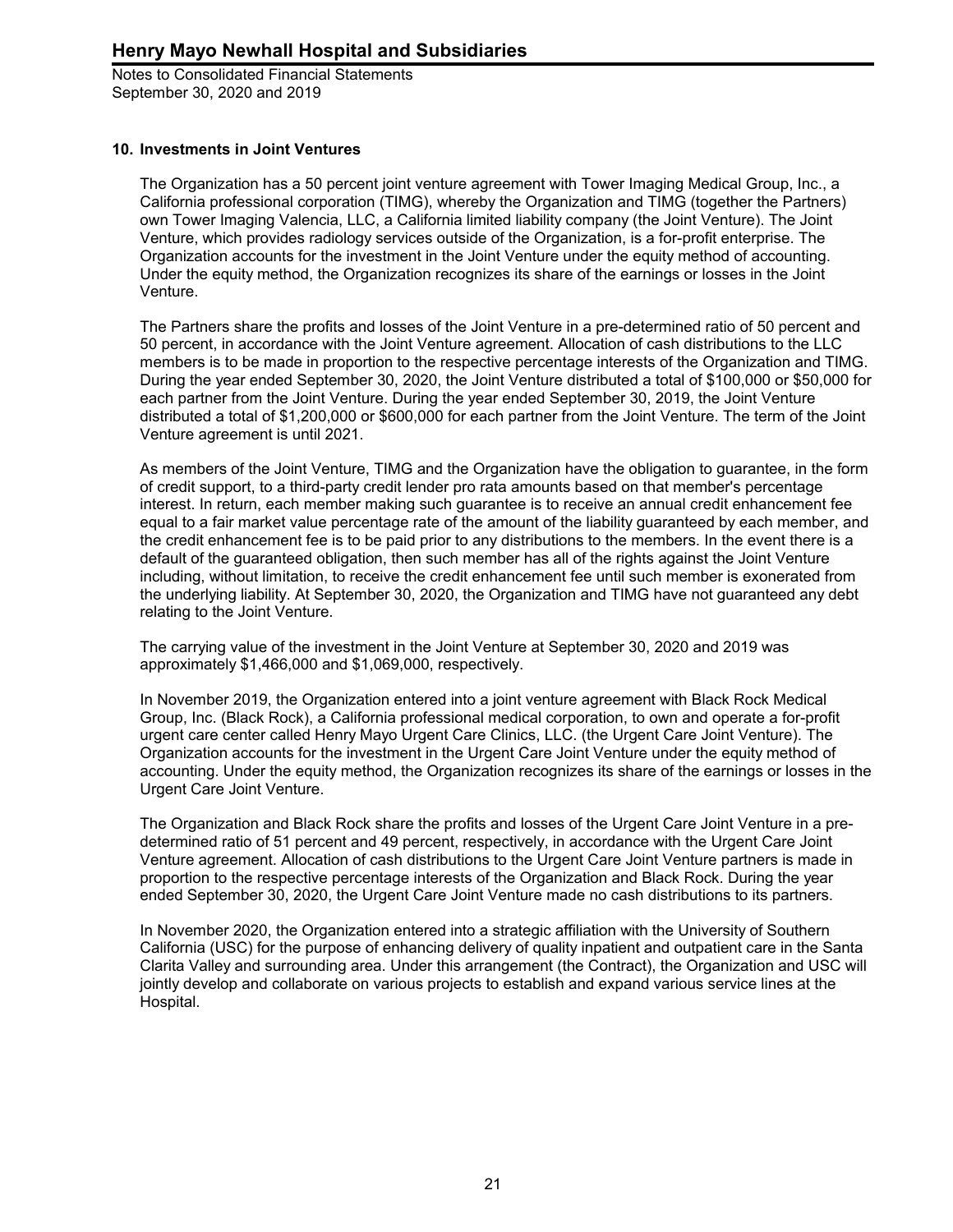## 10. Investments in Joint Ventures

The Organization has a 50 percent joint venture agreement with Tower Imaging Medical Group, Inc., a California professional corporation (TIMG), whereby the Organization and TIMG (together the Partners) own Tower Imaging Valencia, LLC, a California limited liability company (the Joint Venture). The Joint Venture, which provides radiology services outside of the Organization, is a for-profit enterprise. The Organization accounts for the investment in the Joint Venture under the equity method of accounting. Under the equity method, the Organization recognizes its share of the earnings or losses in the Joint Venture.

The Partners share the profits and losses of the Joint Venture in a pre-determined ratio of 50 percent and 50 percent, in accordance with the Joint Venture agreement. Allocation of cash distributions to the LLC members is to be made in proportion to the respective percentage interests of the Organization and TIMG. During the year ended September 30, 2020, the Joint Venture distributed a total of $100,000 or $50,000 for each partner from the Joint Venture. During the year ended September 30, 2019, the Joint Venture distributed a total of $1,200,000 or $600,000 for each partner from the Joint Venture. The term of the Joint Venture agreement is until 2021.

As members of the Joint Venture, TIMG and the Organization have the obligation to guarantee, in the form of credit support, to a third-party credit lender pro rata amounts based on that member's percentage interest. In return, each member making such guarantee is to receive an annual credit enhancement fee equal to a fair market value percentage rate of the amount of the liability guaranteed by each member, and the credit enhancement fee is to be paid prior to any distributions to the members. In the event there is a default of the guaranteed obligation, then such member has all of the rights against the Joint Venture including, without limitation, to receive the credit enhancement fee until such member is exonerated from the underlying liability. At September 30, 2020, the Organization and TIMG have not guaranteed any debt relating to the Joint Venture.

The carrying value of the investment in the Joint Venture at September 30, 2020 and 2019 was approximately $1,466,000 and $1,069,000, respectively.

In November 2019, the Organization entered into a joint venture agreement with Black Rock Medical Group, Inc. (Black Rock), a California professional medical corporation, to own and operate a for-profit urgent care center called Henry Mayo Urgent Care Clinics, LLC. (the Urgent Care Joint Venture). The Organization accounts for the investment in the Urgent Care Joint Venture under the equity method of accounting. Under the equity method, the Organization recognizes its share of the earnings or losses in the Urgent Care Joint Venture.

The Organization and Black Rock share the profits and losses of the Urgent Care Joint Venture in a pre-determined ratio of 51 percent and 49 percent, respectively, in accordance with the Urgent Care Joint Venture agreement. Allocation of cash distributions to the Urgent Care Joint Venture partners is made in proportion to the respective percentage interests of the Organization and Black Rock. During the year ended September 30, 2020, the Urgent Care Joint Venture made no cash distributions to its partners.

In November 2020, the Organization entered into a strategic affiliation with the University of Southern California (USC) for the purpose of enhancing delivery of quality inpatient and outpatient care in the Santa Clarita Valley and surrounding area. Under this arrangement (the Contract), the Organization and USC will jointly develop and collaborate on various projects to establish and expand various service lines at the Hospital.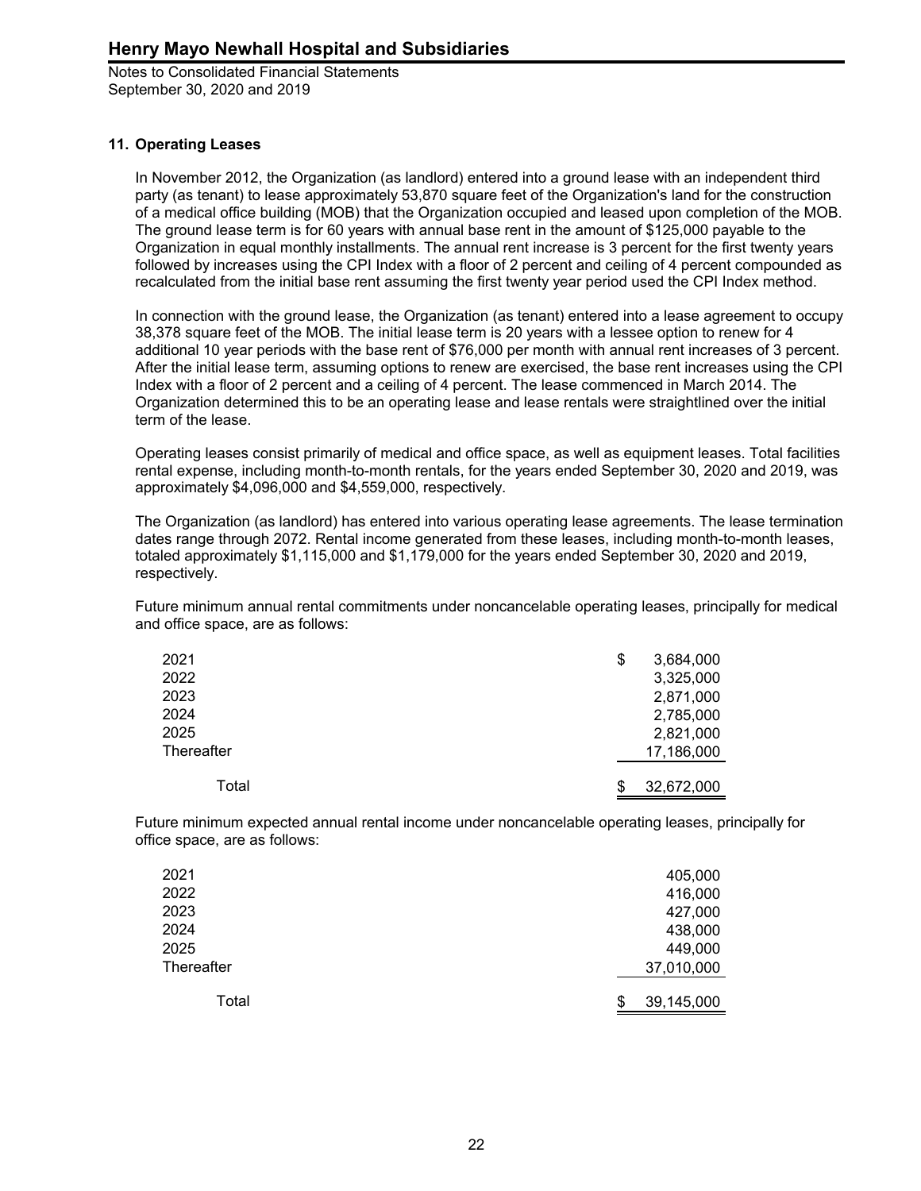## 11. Operating Leases

In November 2012, the Organization (as landlord) entered into a ground lease with an independent third party (as tenant) to lease approximately 53,870 square feet of the Organization's land for the construction of a medical office building (MOB) that the Organization occupied and leased upon completion of the MOB. The ground lease term is for 60 years with annual base rent in the amount of $125,000 payable to the Organization in equal monthly installments. The annual rent increase is 3 percent for the first twenty years followed by increases using the CPI Index with a floor of 2 percent and ceiling of 4 percent compounded as recalculated from the initial base rent assuming the first twenty year period used the CPI Index method.

In connection with the ground lease, the Organization (as tenant) entered into a lease agreement to occupy 38,378 square feet of the MOB. The initial lease term is 20 years with a lessee option to renew for 4 additional 10 year periods with the base rent of $76,000 per month with annual rent increases of 3 percent. After the initial lease term, assuming options to renew are exercised, the base rent increases using the CPI Index with a floor of 2 percent and a ceiling of 4 percent. The lease commenced in March 2014. The Organization determined this to be an operating lease and lease rentals were straightlined over the initial term of the lease.

Operating leases consist primarily of medical and office space, as well as equipment leases. Total facilities rental expense, including month-to-month rentals, for the years ended September 30, 2020 and 2019, was approximately $4,096,000 and $4,559,000, respectively.

The Organization (as landlord) has entered into various operating lease agreements. The lease termination dates range through 2072. Rental income generated from these leases, including month-to-month leases, totaled approximately $1,115,000 and $1,179,000 for the years ended September 30, 2020 and 2019, respectively.

Future minimum annual rental commitments under noncancelable operating leases, principally for medical and office space, are as follows:

| | |
|---|---|
| 2021 | $ 3,684,000 |
| 2022 | 3,325,000 |
| 2023 | 2,871,000 |
| 2024 | 2,785,000 |
| 2025 | 2,821,000 |
| Thereafter | 17,186,000 |
| Total | $ 32,672,000 |

Future minimum expected annual rental income under noncancelable operating leases, principally for office space, are as follows:

| | |
|---|---|
| 2021 | 405,000 |
| 2022 | 416,000 |
| 2023 | 427,000 |
| 2024 | 438,000 |
| 2025 | 449,000 |
| Thereafter | 37,010,000 |
| Total | $ 39,145,000 |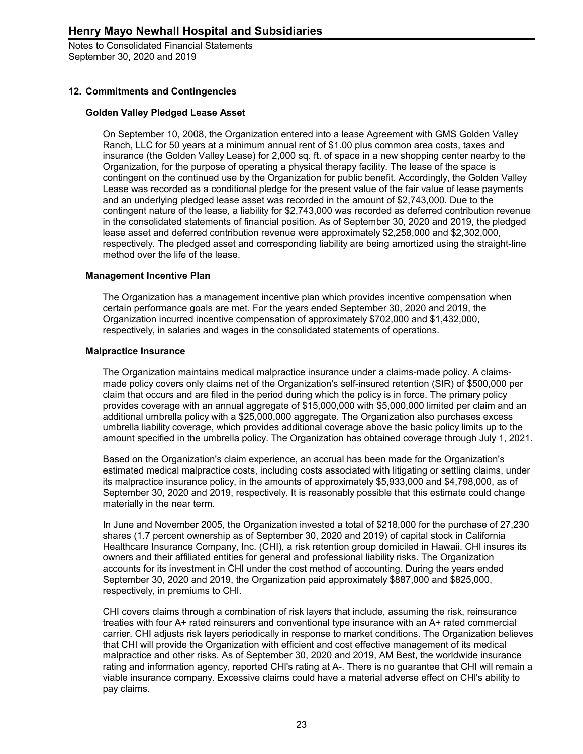## 12. Commitments and Contingencies

### Golden Valley Pledged Lease Asset

On September 10, 2008, the Organization entered into a lease Agreement with GMS Golden Valley Ranch, LLC for 50 years at a minimum annual rent of $1.00 plus common area costs, taxes and insurance (the Golden Valley Lease) for 2,000 sq. ft. of space in a new shopping center nearby to the Organization, for the purpose of operating a physical therapy facility. The lease of the space is contingent on the continued use by the Organization for public benefit. Accordingly, the Golden Valley Lease was recorded as a conditional pledge for the present value of the fair value of lease payments and an underlying pledged lease asset was recorded in the amount of $2,743,000. Due to the contingent nature of the lease, a liability for $2,743,000 was recorded as deferred contribution revenue in the consolidated statements of financial position. As of September 30, 2020 and 2019, the pledged lease asset and deferred contribution revenue were approximately $2,258,000 and $2,302,000, respectively. The pledged asset and corresponding liability are being amortized using the straight-line method over the life of the lease.

### Management Incentive Plan

The Organization has a management incentive plan which provides incentive compensation when certain performance goals are met. For the years ended September 30, 2020 and 2019, the Organization incurred incentive compensation of approximately $702,000 and $1,432,000, respectively, in salaries and wages in the consolidated statements of operations.

### Malpractice Insurance

The Organization maintains medical malpractice insurance under a claims-made policy. A claims-made policy covers only claims net of the Organization's self-insured retention (SIR) of $500,000 per claim that occurs and are filed in the period during which the policy is in force. The primary policy provides coverage with an annual aggregate of $15,000,000 with $5,000,000 limited per claim and an additional umbrella policy with a $25,000,000 aggregate. The Organization also purchases excess umbrella liability coverage, which provides additional coverage above the basic policy limits up to the amount specified in the umbrella policy. The Organization has obtained coverage through July 1, 2021.

Based on the Organization's claim experience, an accrual has been made for the Organization's estimated medical malpractice costs, including costs associated with litigating or settling claims, under its malpractice insurance policy, in the amounts of approximately $5,933,000 and $4,798,000, as of September 30, 2020 and 2019, respectively. It is reasonably possible that this estimate could change materially in the near term.

In June and November 2005, the Organization invested a total of $218,000 for the purchase of 27,230 shares (1.7 percent ownership as of September 30, 2020 and 2019) of capital stock in California Healthcare Insurance Company, Inc. (CHI), a risk retention group domiciled in Hawaii. CHI insures its owners and their affiliated entities for general and professional liability risks. The Organization accounts for its investment in CHI under the cost method of accounting. During the years ended September 30, 2020 and 2019, the Organization paid approximately $887,000 and $825,000, respectively, in premiums to CHI.

CHI covers claims through a combination of risk layers that include, assuming the risk, reinsurance treaties with four A+ rated reinsurers and conventional type insurance with an A+ rated commercial carrier. CHI adjusts risk layers periodically in response to market conditions. The Organization believes that CHI will provide the Organization with efficient and cost effective management of its medical malpractice and other risks. As of September 30, 2020 and 2019, AM Best, the worldwide insurance rating and information agency, reported CHI's rating at A-. There is no guarantee that CHI will remain a viable insurance company. Excessive claims could have a material adverse effect on CHI's ability to pay claims.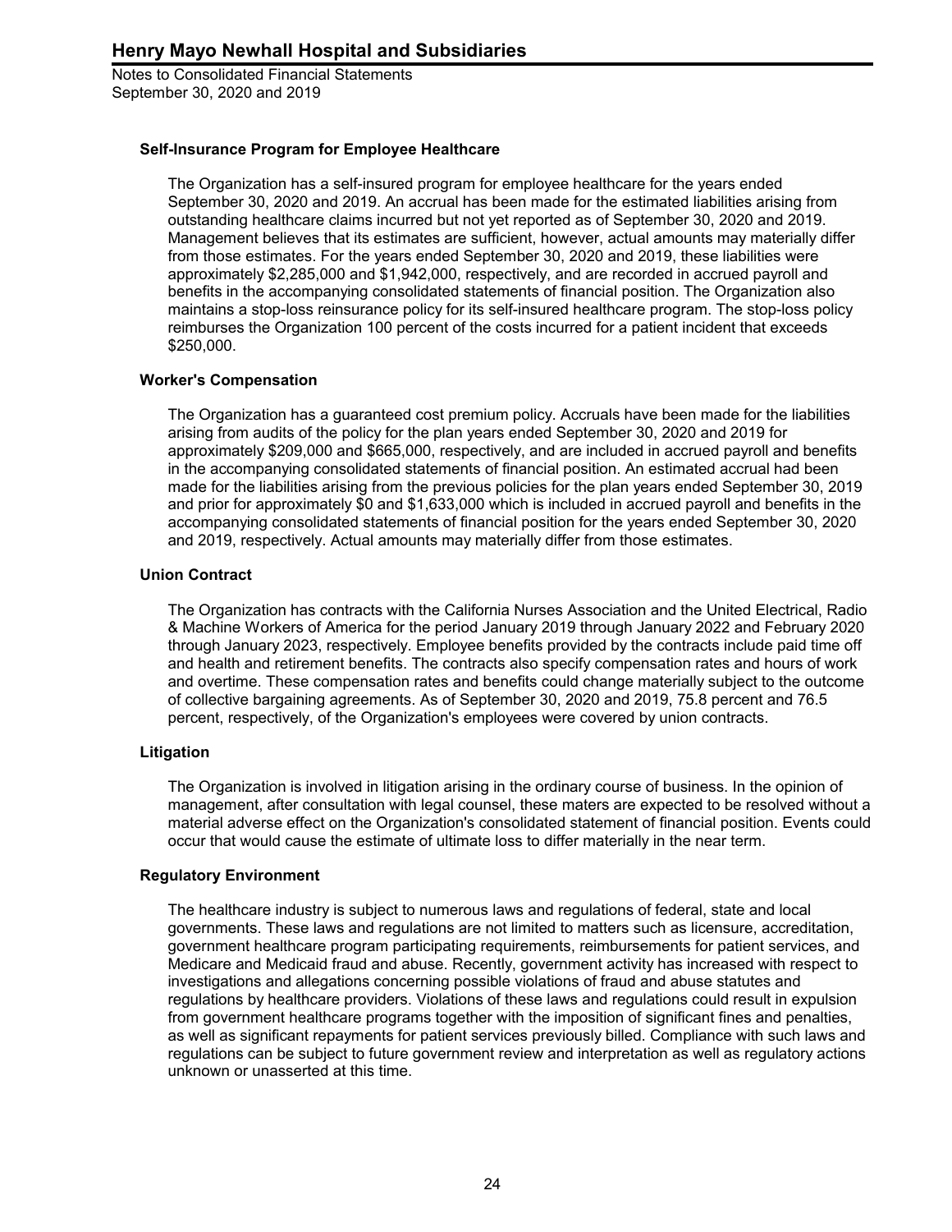### Self-Insurance Program for Employee Healthcare

The Organization has a self-insured program for employee healthcare for the years ended September 30, 2020 and 2019. An accrual has been made for the estimated liabilities arising from outstanding healthcare claims incurred but not yet reported as of September 30, 2020 and 2019. Management believes that its estimates are sufficient, however, actual amounts may materially differ from those estimates. For the years ended September 30, 2020 and 2019, these liabilities were approximately \$2,285,000 and \$1,942,000, respectively, and are recorded in accrued payroll and benefits in the accompanying consolidated statements of financial position. The Organization also maintains a stop-loss reinsurance policy for its self-insured healthcare program. The stop-loss policy reimburses the Organization 100 percent of the costs incurred for a patient incident that exceeds \$250,000.

### Worker's Compensation

The Organization has a guaranteed cost premium policy. Accruals have been made for the liabilities arising from audits of the policy for the plan years ended September 30, 2020 and 2019 for approximately \$209,000 and \$665,000, respectively, and are included in accrued payroll and benefits in the accompanying consolidated statements of financial position. An estimated accrual had been made for the liabilities arising from the previous policies for the plan years ended September 30, 2019 and prior for approximately \$0 and \$1,633,000 which is included in accrued payroll and benefits in the accompanying consolidated statements of financial position for the years ended September 30, 2020 and 2019, respectively. Actual amounts may materially differ from those estimates.

### Union Contract

The Organization has contracts with the California Nurses Association and the United Electrical, Radio & Machine Workers of America for the period January 2019 through January 2022 and February 2020 through January 2023, respectively. Employee benefits provided by the contracts include paid time off and health and retirement benefits. The contracts also specify compensation rates and hours of work and overtime. These compensation rates and benefits could change materially subject to the outcome of collective bargaining agreements. As of September 30, 2020 and 2019, 75.8 percent and 76.5 percent, respectively, of the Organization's employees were covered by union contracts.

### Litigation

The Organization is involved in litigation arising in the ordinary course of business. In the opinion of management, after consultation with legal counsel, these maters are expected to be resolved without a material adverse effect on the Organization's consolidated statement of financial position. Events could occur that would cause the estimate of ultimate loss to differ materially in the near term.

### Regulatory Environment

The healthcare industry is subject to numerous laws and regulations of federal, state and local governments. These laws and regulations are not limited to matters such as licensure, accreditation, government healthcare program participating requirements, reimbursements for patient services, and Medicare and Medicaid fraud and abuse. Recently, government activity has increased with respect to investigations and allegations concerning possible violations of fraud and abuse statutes and regulations by healthcare providers. Violations of these laws and regulations could result in expulsion from government healthcare programs together with the imposition of significant fines and penalties, as well as significant repayments for patient services previously billed. Compliance with such laws and regulations can be subject to future government review and interpretation as well as regulatory actions unknown or unasserted at this time.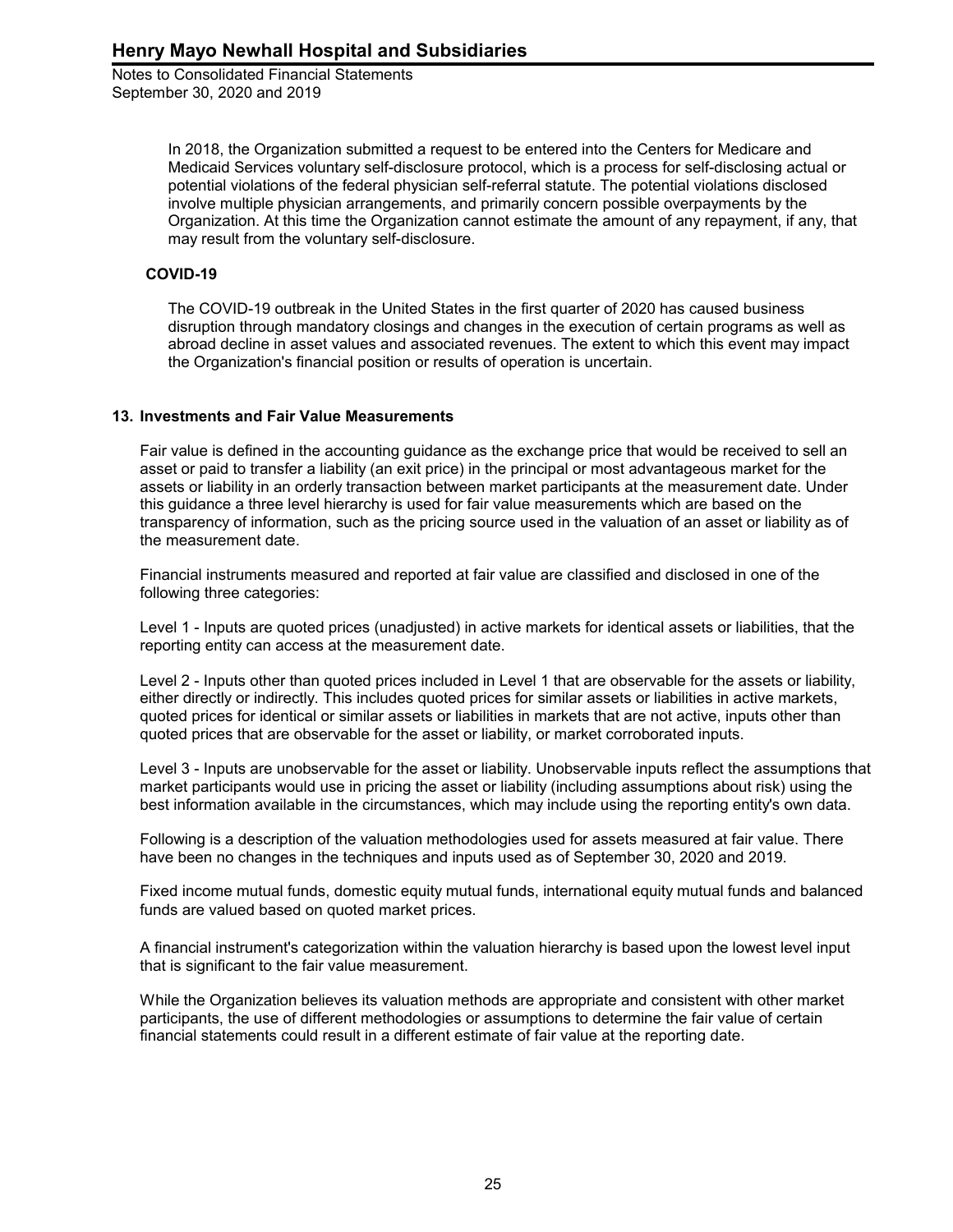In 2018, the Organization submitted a request to be entered into the Centers for Medicare and Medicaid Services voluntary self-disclosure protocol, which is a process for self-disclosing actual or potential violations of the federal physician self-referral statute. The potential violations disclosed involve multiple physician arrangements, and primarily concern possible overpayments by the Organization. At this time the Organization cannot estimate the amount of any repayment, if any, that may result from the voluntary self-disclosure.

**COVID-19**

The COVID-19 outbreak in the United States in the first quarter of 2020 has caused business disruption through mandatory closings and changes in the execution of certain programs as well as abroad decline in asset values and associated revenues. The extent to which this event may impact the Organization's financial position or results of operation is uncertain.

## 13. Investments and Fair Value Measurements

Fair value is defined in the accounting guidance as the exchange price that would be received to sell an asset or paid to transfer a liability (an exit price) in the principal or most advantageous market for the assets or liability in an orderly transaction between market participants at the measurement date. Under this guidance a three level hierarchy is used for fair value measurements which are based on the transparency of information, such as the pricing source used in the valuation of an asset or liability as of the measurement date.

Financial instruments measured and reported at fair value are classified and disclosed in one of the following three categories:

Level 1 - Inputs are quoted prices (unadjusted) in active markets for identical assets or liabilities, that the reporting entity can access at the measurement date.

Level 2 - Inputs other than quoted prices included in Level 1 that are observable for the assets or liability, either directly or indirectly. This includes quoted prices for similar assets or liabilities in active markets, quoted prices for identical or similar assets or liabilities in markets that are not active, inputs other than quoted prices that are observable for the asset or liability, or market corroborated inputs.

Level 3 - Inputs are unobservable for the asset or liability. Unobservable inputs reflect the assumptions that market participants would use in pricing the asset or liability (including assumptions about risk) using the best information available in the circumstances, which may include using the reporting entity's own data.

Following is a description of the valuation methodologies used for assets measured at fair value. There have been no changes in the techniques and inputs used as of September 30, 2020 and 2019.

Fixed income mutual funds, domestic equity mutual funds, international equity mutual funds and balanced funds are valued based on quoted market prices.

A financial instrument's categorization within the valuation hierarchy is based upon the lowest level input that is significant to the fair value measurement.

While the Organization believes its valuation methods are appropriate and consistent with other market participants, the use of different methodologies or assumptions to determine the fair value of certain financial statements could result in a different estimate of fair value at the reporting date.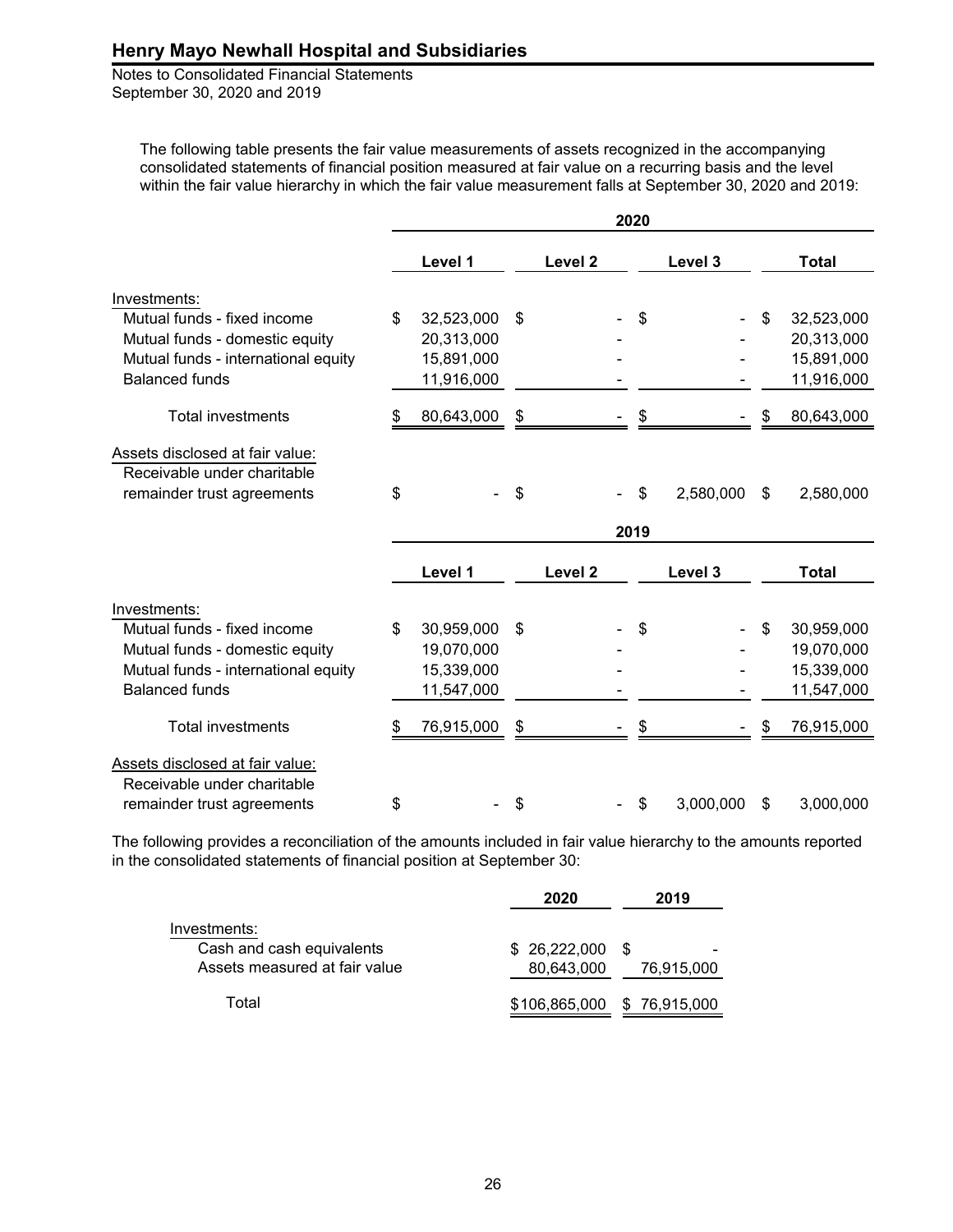The following table presents the fair value measurements of assets recognized in the accompanying consolidated statements of financial position measured at fair value on a recurring basis and the level within the fair value hierarchy in which the fair value measurement falls at September 30, 2020 and 2019:

| | 2020 | | | |
|---|---|---|---|---|
| | Level 1 | Level 2 | Level 3 | Total |
| Investments: | | | | |
| Mutual funds - fixed income | $ 32,523,000 | $ - | $ - | $ 32,523,000 |
| Mutual funds - domestic equity | 20,313,000 | - | - | 20,313,000 |
| Mutual funds - international equity | 15,891,000 | - | - | 15,891,000 |
| Balanced funds | 11,916,000 | - | - | 11,916,000 |
| Total investments | $ 80,643,000 | $ - | $ - | $ 80,643,000 |
| Assets disclosed at fair value: | | | | |
| Receivable under charitable remainder trust agreements | $ - | $ - | $ 2,580,000 | $ 2,580,000 |

| | 2019 | | | |
|---|---|---|---|---|
| | Level 1 | Level 2 | Level 3 | Total |
| Investments: | | | | |
| Mutual funds - fixed income | $ 30,959,000 | $ - | $ - | $ 30,959,000 |
| Mutual funds - domestic equity | 19,070,000 | - | - | 19,070,000 |
| Mutual funds - international equity | 15,339,000 | - | - | 15,339,000 |
| Balanced funds | 11,547,000 | - | - | 11,547,000 |
| Total investments | $ 76,915,000 | $ - | $ - | $ 76,915,000 |
| Assets disclosed at fair value: | | | | |
| Receivable under charitable remainder trust agreements | $ - | $ - | $ 3,000,000 | $ 3,000,000 |

The following provides a reconciliation of the amounts included in fair value hierarchy to the amounts reported in the consolidated statements of financial position at September 30:

| | 2020 | 2019 |
|---|---|---|
| Investments: | | |
| Cash and cash equivalents | $ 26,222,000 | $ - |
| Assets measured at fair value | 80,643,000 | 76,915,000 |
| Total | $106,865,000 | $ 76,915,000 |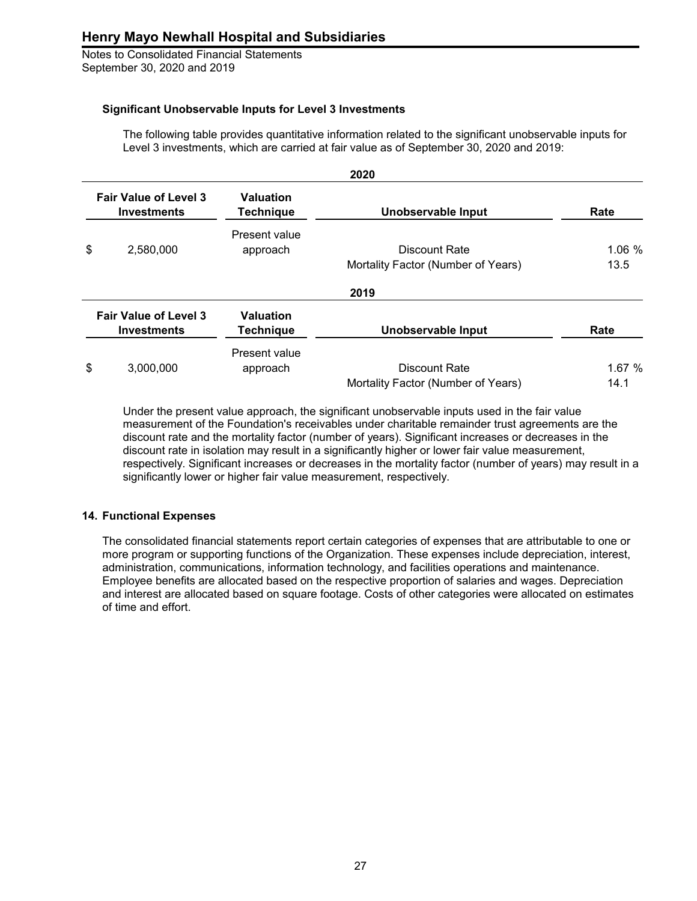### Significant Unobservable Inputs for Level 3 Investments

The following table provides quantitative information related to the significant unobservable inputs for Level 3 investments, which are carried at fair value as of September 30, 2020 and 2019:

**2020**

| Fair Value of Level 3 Investments | Valuation Technique | Unobservable Input | Rate |
|---|---|---|---|
| $ 2,580,000 | Present value approach | Discount Rate | 1.06 % |
| | | Mortality Factor (Number of Years) | 13.5 |

**2019**

| Fair Value of Level 3 Investments | Valuation Technique | Unobservable Input | Rate |
|---|---|---|---|
| $ 3,000,000 | Present value approach | Discount Rate | 1.67 % |
| | | Mortality Factor (Number of Years) | 14.1 |

Under the present value approach, the significant unobservable inputs used in the fair value measurement of the Foundation's receivables under charitable remainder trust agreements are the discount rate and the mortality factor (number of years). Significant increases or decreases in the discount rate in isolation may result in a significantly higher or lower fair value measurement, respectively. Significant increases or decreases in the mortality factor (number of years) may result in a significantly lower or higher fair value measurement, respectively.

## 14. Functional Expenses

The consolidated financial statements report certain categories of expenses that are attributable to one or more program or supporting functions of the Organization. These expenses include depreciation, interest, administration, communications, information technology, and facilities operations and maintenance. Employee benefits are allocated based on the respective proportion of salaries and wages. Depreciation and interest are allocated based on square footage. Costs of other categories were allocated on estimates of time and effort.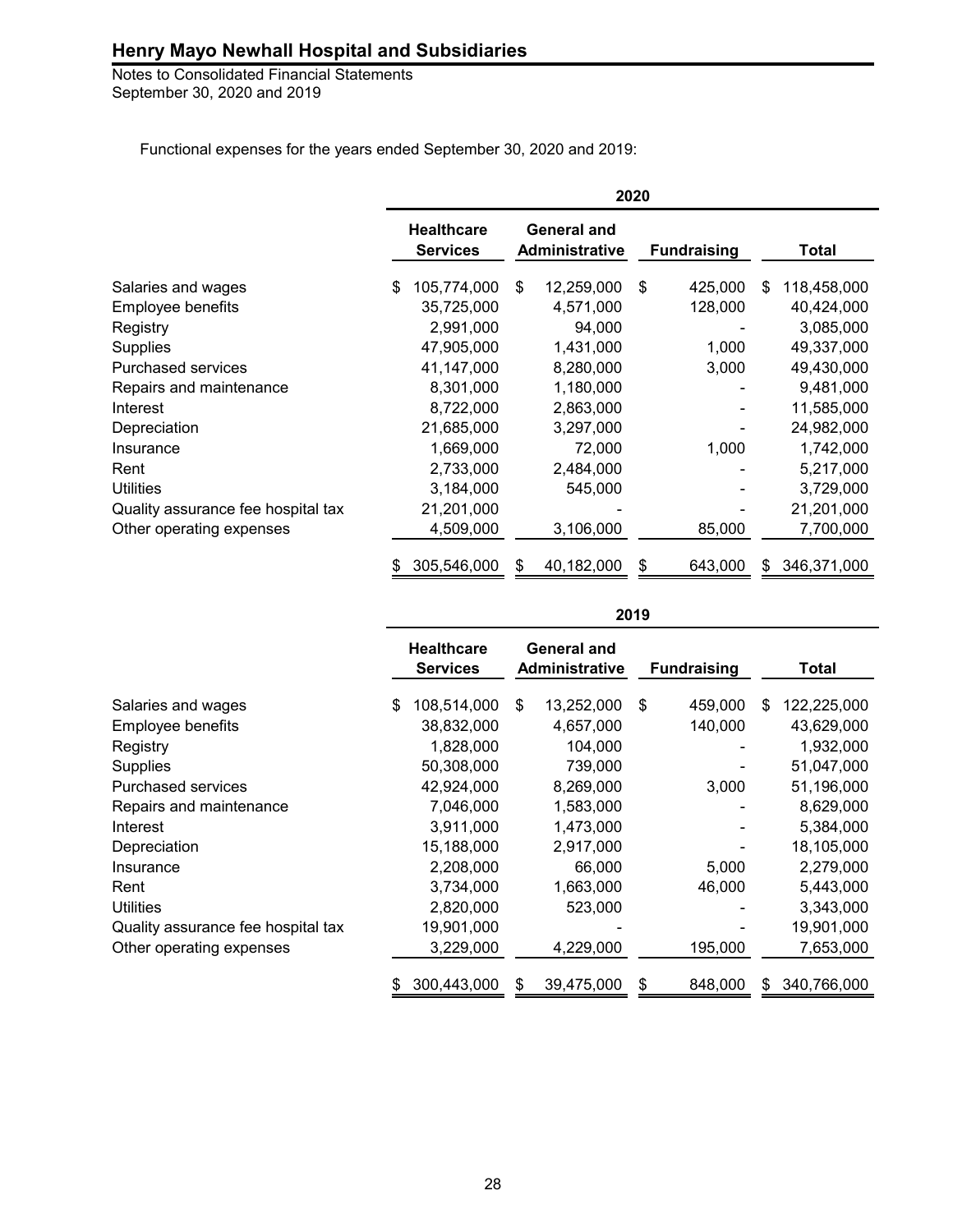Functional expenses for the years ended September 30, 2020 and 2019:

| | 2020 | | | |
|---|---|---|---|---|
| | Healthcare Services | General and Administrative | Fundraising | Total |
| Salaries and wages | $ 105,774,000 | $ 12,259,000 | $ 425,000 | $ 118,458,000 |
| Employee benefits | 35,725,000 | 4,571,000 | 128,000 | 40,424,000 |
| Registry | 2,991,000 | 94,000 | - | 3,085,000 |
| Supplies | 47,905,000 | 1,431,000 | 1,000 | 49,337,000 |
| Purchased services | 41,147,000 | 8,280,000 | 3,000 | 49,430,000 |
| Repairs and maintenance | 8,301,000 | 1,180,000 | - | 9,481,000 |
| Interest | 8,722,000 | 2,863,000 | - | 11,585,000 |
| Depreciation | 21,685,000 | 3,297,000 | - | 24,982,000 |
| Insurance | 1,669,000 | 72,000 | 1,000 | 1,742,000 |
| Rent | 2,733,000 | 2,484,000 | - | 5,217,000 |
| Utilities | 3,184,000 | 545,000 | - | 3,729,000 |
| Quality assurance fee hospital tax | 21,201,000 | - | - | 21,201,000 |
| Other operating expenses | 4,509,000 | 3,106,000 | 85,000 | 7,700,000 |
| | $ 305,546,000 | $ 40,182,000 | $ 643,000 | $ 346,371,000 |

| | 2019 | | | |
|---|---|---|---|---|
| | Healthcare Services | General and Administrative | Fundraising | Total |
| Salaries and wages | $ 108,514,000 | $ 13,252,000 | $ 459,000 | $ 122,225,000 |
| Employee benefits | 38,832,000 | 4,657,000 | 140,000 | 43,629,000 |
| Registry | 1,828,000 | 104,000 | - | 1,932,000 |
| Supplies | 50,308,000 | 739,000 | - | 51,047,000 |
| Purchased services | 42,924,000 | 8,269,000 | 3,000 | 51,196,000 |
| Repairs and maintenance | 7,046,000 | 1,583,000 | - | 8,629,000 |
| Interest | 3,911,000 | 1,473,000 | - | 5,384,000 |
| Depreciation | 15,188,000 | 2,917,000 | - | 18,105,000 |
| Insurance | 2,208,000 | 66,000 | 5,000 | 2,279,000 |
| Rent | 3,734,000 | 1,663,000 | 46,000 | 5,443,000 |
| Utilities | 2,820,000 | 523,000 | - | 3,343,000 |
| Quality assurance fee hospital tax | 19,901,000 | - | - | 19,901,000 |
| Other operating expenses | 3,229,000 | 4,229,000 | 195,000 | 7,653,000 |
| | $ 300,443,000 | $ 39,475,000 | $ 848,000 | $ 340,766,000 |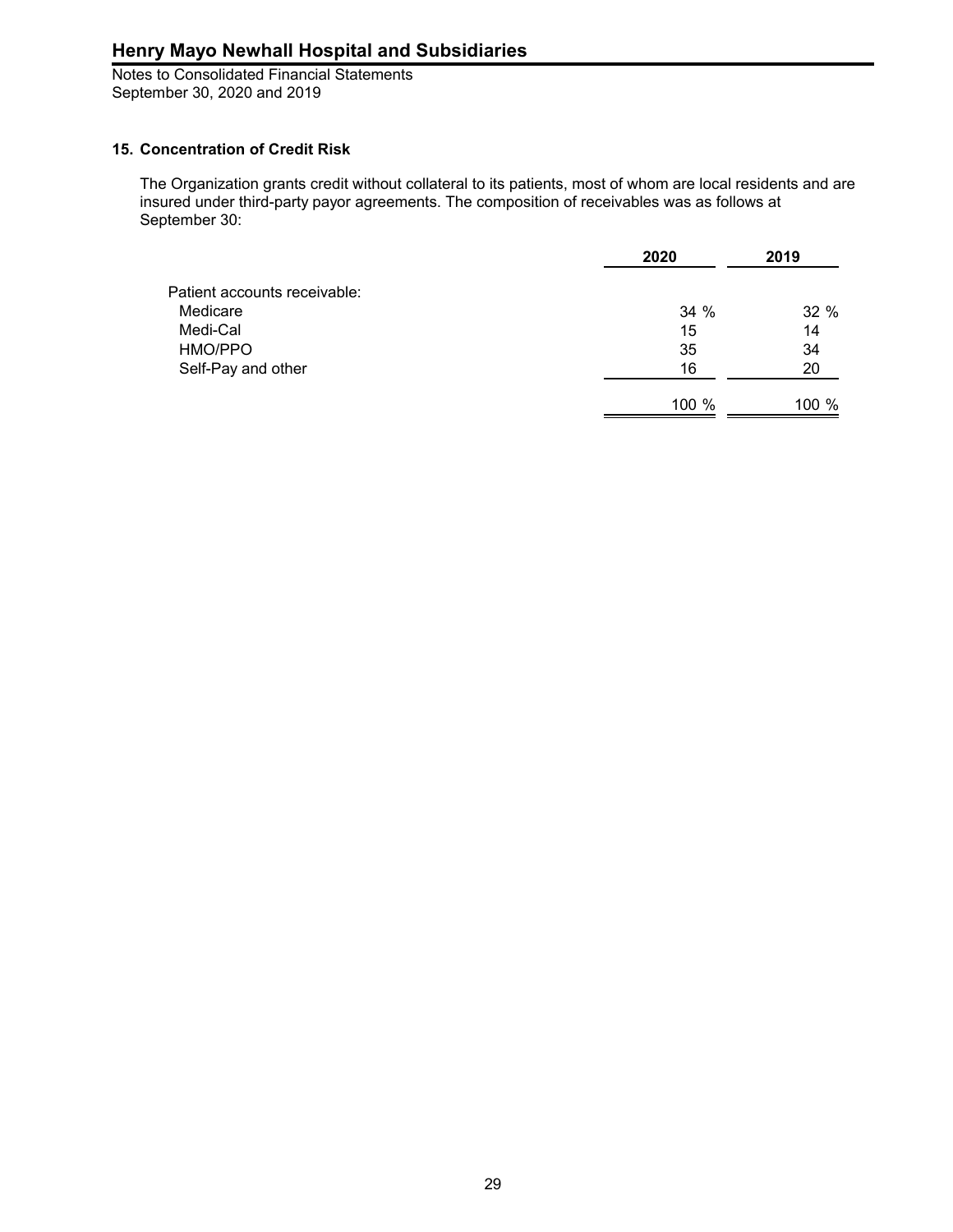## 15. Concentration of Credit Risk

The Organization grants credit without collateral to its patients, most of whom are local residents and are insured under third-party payor agreements. The composition of receivables was as follows at September 30:

| | 2020 | 2019 |
|---|---|---|
| Patient accounts receivable: | | |
| Medicare | 34 % | 32 % |
| Medi-Cal | 15 | 14 |
| HMO/PPO | 35 | 34 |
| Self-Pay and other | 16 | 20 |
| | 100 % | 100 % |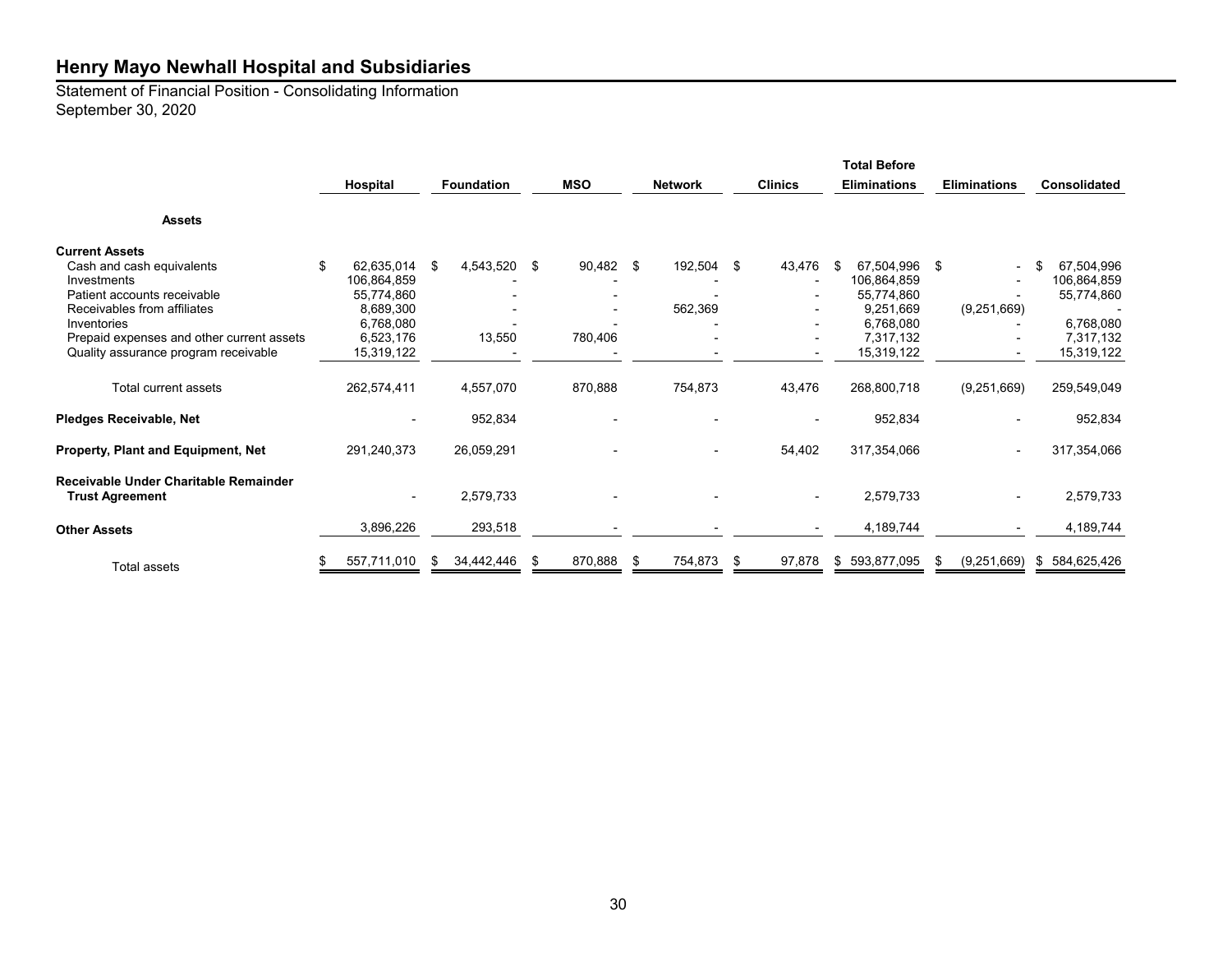# Henry Mayo Newhall Hospital and Subsidiaries

Statement of Financial Position - Consolidating Information
September 30, 2020

| | Hospital | Foundation | MSO | Network | Clinics | Total Before Eliminations | Eliminations | Consolidated |
|---|---|---|---|---|---|---|---|---|
| **Assets** | | | | | | | | |
| **Current Assets** | | | | | | | | |
| Cash and cash equivalents | $ 62,635,014 | $ 4,543,520 | $ 90,482 | $ 192,504 | $ 43,476 | $ 67,504,996 | $ - | $ 67,504,996 |
| Investments | 106,864,859 | - | - | - | - | 106,864,859 | - | 106,864,859 |
| Patient accounts receivable | 55,774,860 | - | - | - | - | 55,774,860 | - | 55,774,860 |
| Receivables from affiliates | 8,689,300 | - | - | 562,369 | - | 9,251,669 | (9,251,669) | - |
| Inventories | 6,768,080 | - | - | - | - | 6,768,080 | - | 6,768,080 |
| Prepaid expenses and other current assets | 6,523,176 | 13,550 | 780,406 | - | - | 7,317,132 | - | 7,317,132 |
| Quality assurance program receivable | 15,319,122 | - | - | - | - | 15,319,122 | - | 15,319,122 |
| Total current assets | 262,574,411 | 4,557,070 | 870,888 | 754,873 | 43,476 | 268,800,718 | (9,251,669) | 259,549,049 |
| **Pledges Receivable, Net** | - | 952,834 | - | - | - | 952,834 | - | 952,834 |
| **Property, Plant and Equipment, Net** | 291,240,373 | 26,059,291 | - | - | 54,402 | 317,354,066 | - | 317,354,066 |
| **Receivable Under Charitable Remainder Trust Agreement** | - | 2,579,733 | - | - | - | 2,579,733 | - | 2,579,733 |
| **Other Assets** | 3,896,226 | 293,518 | - | - | - | 4,189,744 | - | 4,189,744 |
| Total assets | $ 557,711,010 | $ 34,442,446 | $ 870,888 | $ 754,873 | $ 97,878 | $ 593,877,095 | $ (9,251,669) | $ 584,625,426 |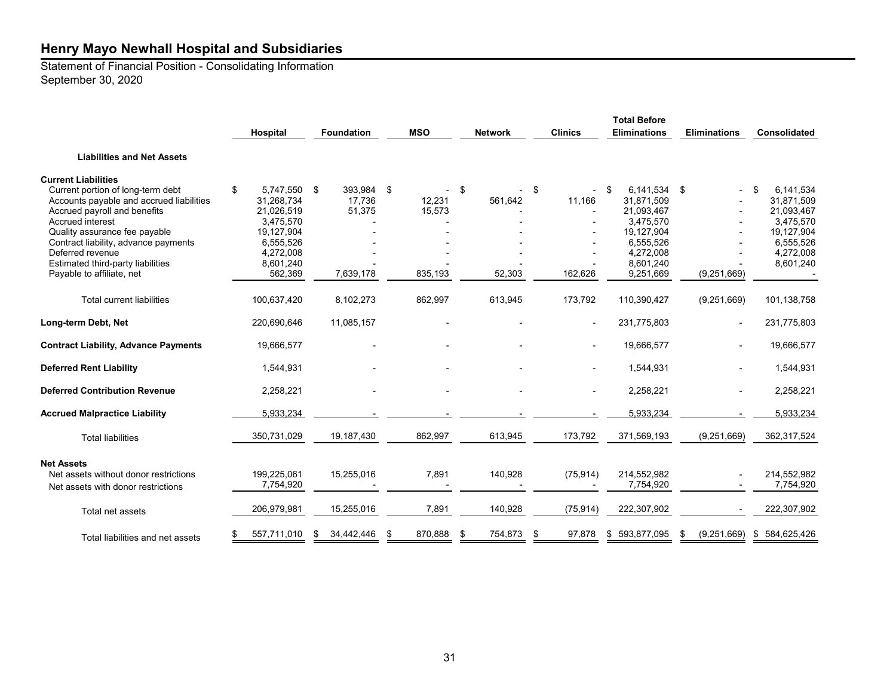# Henry Mayo Newhall Hospital and Subsidiaries

Statement of Financial Position - Consolidating Information
September 30, 2020

| | Hospital | Foundation | MSO | Network | Clinics | Total Before Eliminations | Eliminations | Consolidated |
|---|---|---|---|---|---|---|---|---|
| **Liabilities and Net Assets** | | | | | | | | |
| **Current Liabilities** | | | | | | | | |
| Current portion of long-term debt | $ 5,747,550 | $ 393,984 | $ - | $ - | $ - | $ 6,141,534 | $ - | $ 6,141,534 |
| Accounts payable and accrued liabilities | 31,268,734 | 17,736 | 12,231 | 561,642 | 11,166 | 31,871,509 | - | 31,871,509 |
| Accrued payroll and benefits | 21,026,519 | 51,375 | 15,573 | - | - | 21,093,467 | - | 21,093,467 |
| Accrued interest | 3,475,570 | - | - | - | - | 3,475,570 | - | 3,475,570 |
| Quality assurance fee payable | 19,127,904 | - | - | - | - | 19,127,904 | - | 19,127,904 |
| Contract liability, advance payments | 6,555,526 | - | - | - | - | 6,555,526 | - | 6,555,526 |
| Deferred revenue | 4,272,008 | - | - | - | - | 4,272,008 | - | 4,272,008 |
| Estimated third-party liabilities | 8,601,240 | - | - | - | - | 8,601,240 | - | 8,601,240 |
| Payable to affiliate, net | 562,369 | 7,639,178 | 835,193 | 52,303 | 162,626 | 9,251,669 | (9,251,669) | - |
| Total current liabilities | 100,637,420 | 8,102,273 | 862,997 | 613,945 | 173,792 | 110,390,427 | (9,251,669) | 101,138,758 |
| **Long-term Debt, Net** | 220,690,646 | 11,085,157 | - | - | - | 231,775,803 | - | 231,775,803 |
| **Contract Liability, Advance Payments** | 19,666,577 | - | - | - | - | 19,666,577 | - | 19,666,577 |
| **Deferred Rent Liability** | 1,544,931 | - | - | - | - | 1,544,931 | - | 1,544,931 |
| **Deferred Contribution Revenue** | 2,258,221 | - | - | - | - | 2,258,221 | - | 2,258,221 |
| **Accrued Malpractice Liability** | 5,933,234 | - | - | - | - | 5,933,234 | - | 5,933,234 |
| Total liabilities | 350,731,029 | 19,187,430 | 862,997 | 613,945 | 173,792 | 371,569,193 | (9,251,669) | 362,317,524 |
| **Net Assets** | | | | | | | | |
| Net assets without donor restrictions | 199,225,061 | 15,255,016 | 7,891 | 140,928 | (75,914) | 214,552,982 | - | 214,552,982 |
| Net assets with donor restrictions | 7,754,920 | - | - | - | - | 7,754,920 | - | 7,754,920 |
| Total net assets | 206,979,981 | 15,255,016 | 7,891 | 140,928 | (75,914) | 222,307,902 | - | 222,307,902 |
| Total liabilities and net assets | $ 557,711,010 | $ 34,442,446 | $ 870,888 | $ 754,873 | $ 97,878 | $ 593,877,095 | $ (9,251,669) | $ 584,625,426 |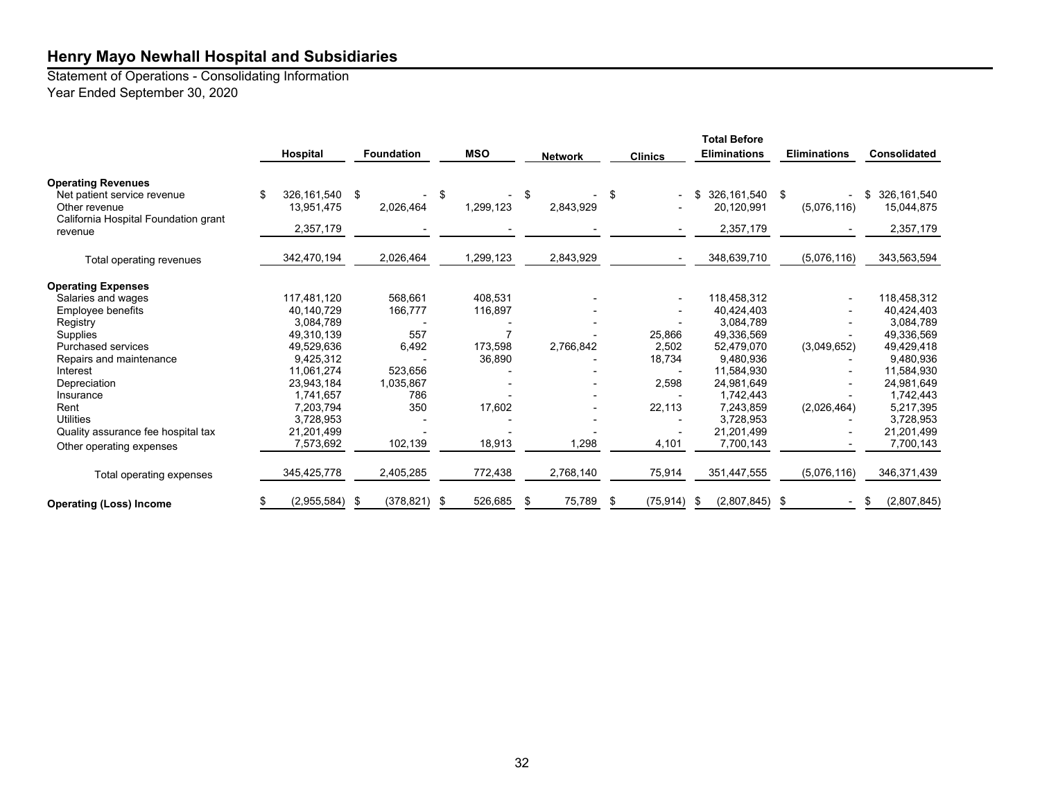# Henry Mayo Newhall Hospital and Subsidiaries

Statement of Operations - Consolidating Information
Year Ended September 30, 2020

| | Hospital | Foundation | MSO | Network | Clinics | Total Before Eliminations | Eliminations | Consolidated |
|---|---|---|---|---|---|---|---|---|
| **Operating Revenues** | | | | | | | | |
| Net patient service revenue | $ 326,161,540 | $ - | $ - | $ - | $ - | $ 326,161,540 | $ - | $ 326,161,540 |
| Other revenue | 13,951,475 | 2,026,464 | 1,299,123 | 2,843,929 | - | 20,120,991 | (5,076,116) | 15,044,875 |
| California Hospital Foundation grant revenue | 2,357,179 | - | - | - | - | 2,357,179 | - | 2,357,179 |
| Total operating revenues | 342,470,194 | 2,026,464 | 1,299,123 | 2,843,929 | - | 348,639,710 | (5,076,116) | 343,563,594 |
| **Operating Expenses** | | | | | | | | |
| Salaries and wages | 117,481,120 | 568,661 | 408,531 | - | - | 118,458,312 | - | 118,458,312 |
| Employee benefits | 40,140,729 | 166,777 | 116,897 | - | - | 40,424,403 | - | 40,424,403 |
| Registry | 3,084,789 | - | - | - | - | 3,084,789 | - | 3,084,789 |
| Supplies | 49,310,139 | 557 | 7 | - | 25,866 | 49,336,569 | - | 49,336,569 |
| Purchased services | 49,529,636 | 6,492 | 173,598 | 2,766,842 | 2,502 | 52,479,070 | (3,049,652) | 49,429,418 |
| Repairs and maintenance | 9,425,312 | - | 36,890 | - | 18,734 | 9,480,936 | - | 9,480,936 |
| Interest | 11,061,274 | 523,656 | - | - | - | 11,584,930 | - | 11,584,930 |
| Depreciation | 23,943,184 | 1,035,867 | - | - | 2,598 | 24,981,649 | - | 24,981,649 |
| Insurance | 1,741,657 | 786 | - | - | - | 1,742,443 | - | 1,742,443 |
| Rent | 7,203,794 | 350 | 17,602 | - | 22,113 | 7,243,859 | (2,026,464) | 5,217,395 |
| Utilities | 3,728,953 | - | - | - | - | 3,728,953 | - | 3,728,953 |
| Quality assurance fee hospital tax | 21,201,499 | - | - | - | - | 21,201,499 | - | 21,201,499 |
| Other operating expenses | 7,573,692 | 102,139 | 18,913 | 1,298 | 4,101 | 7,700,143 | - | 7,700,143 |
| Total operating expenses | 345,425,778 | 2,405,285 | 772,438 | 2,768,140 | 75,914 | 351,447,555 | (5,076,116) | 346,371,439 |
| **Operating (Loss) Income** | $ (2,955,584) | $ (378,821) | $ 526,685 | $ 75,789 | $ (75,914) | $ (2,807,845) | $ - | $ (2,807,845) |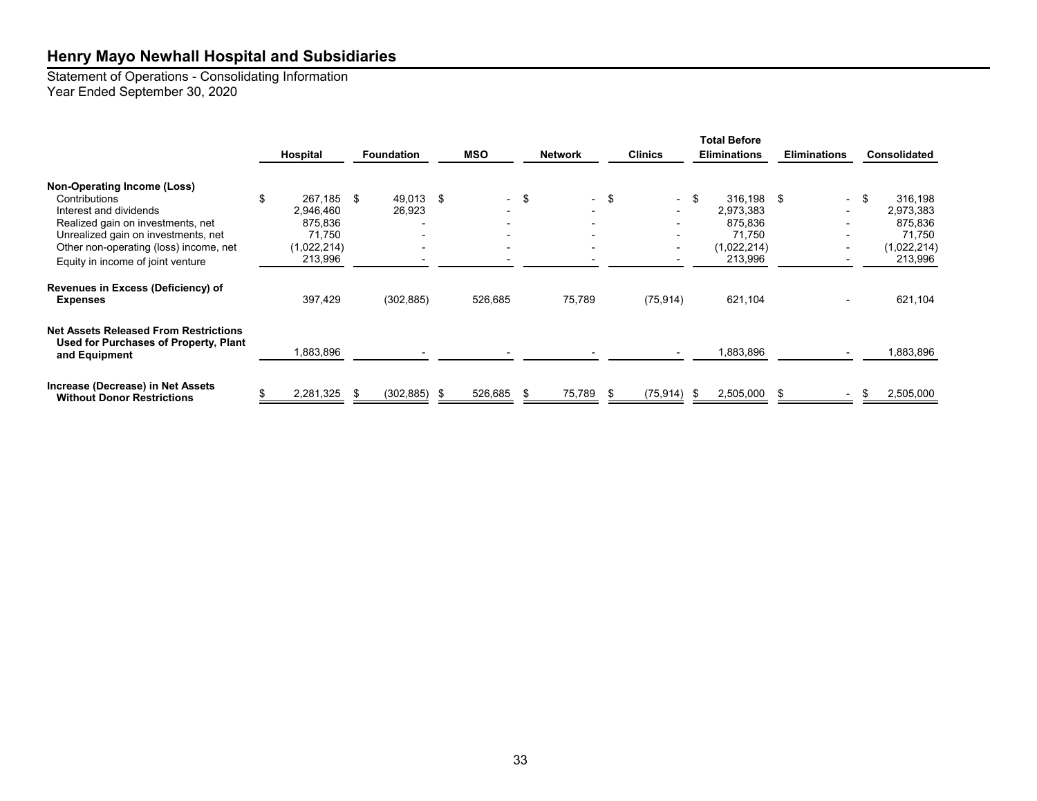# Henry Mayo Newhall Hospital and Subsidiaries

Statement of Operations - Consolidating Information
Year Ended September 30, 2020

| | Hospital | Foundation | MSO | Network | Clinics | Total Before Eliminations | Eliminations | Consolidated |
|---|---|---|---|---|---|---|---|---|
| **Non-Operating Income (Loss)** | | | | | | | | |
| Contributions | $ 267,185 | $ 49,013 | $ - | $ - | $ - | $ 316,198 | $ - | $ 316,198 |
| Interest and dividends | 2,946,460 | 26,923 | - | - | - | 2,973,383 | - | 2,973,383 |
| Realized gain on investments, net | 875,836 | - | - | - | - | 875,836 | - | 875,836 |
| Unrealized gain on investments, net | 71,750 | - | - | - | - | 71,750 | - | 71,750 |
| Other non-operating (loss) income, net | (1,022,214) | - | - | - | - | (1,022,214) | - | (1,022,214) |
| Equity in income of joint venture | 213,996 | - | - | - | - | 213,996 | - | 213,996 |
| **Revenues in Excess (Deficiency) of Expenses** | 397,429 | (302,885) | 526,685 | 75,789 | (75,914) | 621,104 | - | 621,104 |
| **Net Assets Released From Restrictions Used for Purchases of Property, Plant and Equipment** | 1,883,896 | - | - | - | - | 1,883,896 | - | 1,883,896 |
| **Increase (Decrease) in Net Assets Without Donor Restrictions** | $ 2,281,325 | $ (302,885) | $ 526,685 | $ 75,789 | $ (75,914) | $ 2,505,000 | $ - | $ 2,505,000 |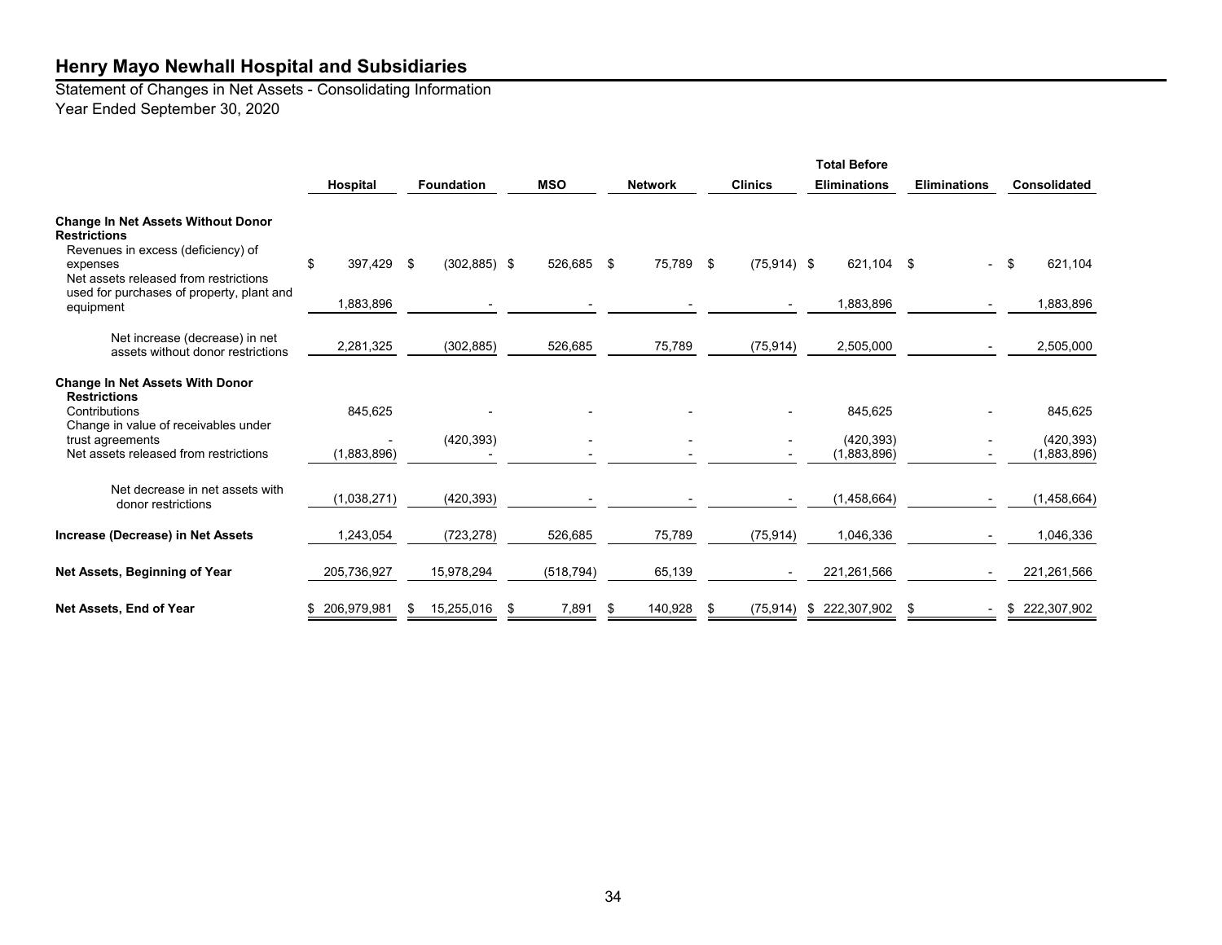# Henry Mayo Newhall Hospital and Subsidiaries

Statement of Changes in Net Assets - Consolidating Information

Year Ended September 30, 2020

| | Hospital | Foundation | MSO | Network | Clinics | Total Before Eliminations | Eliminations | Consolidated |
|---|---|---|---|---|---|---|---|---|
| **Change In Net Assets Without Donor Restrictions** | | | | | | | | |
| Revenues in excess (deficiency) of expenses | $ 397,429 | $ (302,885) | $ 526,685 | $ 75,789 | $ (75,914) | $ 621,104 | $ - | $ 621,104 |
| Net assets released from restrictions used for purchases of property, plant and equipment | 1,883,896 | - | - | - | - | 1,883,896 | - | 1,883,896 |
| Net increase (decrease) in net assets without donor restrictions | 2,281,325 | (302,885) | 526,685 | 75,789 | (75,914) | 2,505,000 | - | 2,505,000 |
| **Change In Net Assets With Donor Restrictions** | | | | | | | | |
| Contributions | 845,625 | - | - | - | - | 845,625 | - | 845,625 |
| Change in value of receivables under trust agreements | - | (420,393) | - | - | - | (420,393) | - | (420,393) |
| Net assets released from restrictions | (1,883,896) | - | - | - | - | (1,883,896) | - | (1,883,896) |
| Net decrease in net assets with donor restrictions | (1,038,271) | (420,393) | - | - | - | (1,458,664) | - | (1,458,664) |
| **Increase (Decrease) in Net Assets** | 1,243,054 | (723,278) | 526,685 | 75,789 | (75,914) | 1,046,336 | - | 1,046,336 |
| **Net Assets, Beginning of Year** | 205,736,927 | 15,978,294 | (518,794) | 65,139 | - | 221,261,566 | - | 221,261,566 |
| **Net Assets, End of Year** | $ 206,979,981 | $ 15,255,016 | $ 7,891 | $ 140,928 | $ (75,914) | $ 222,307,902 | $ - | $ 222,307,902 |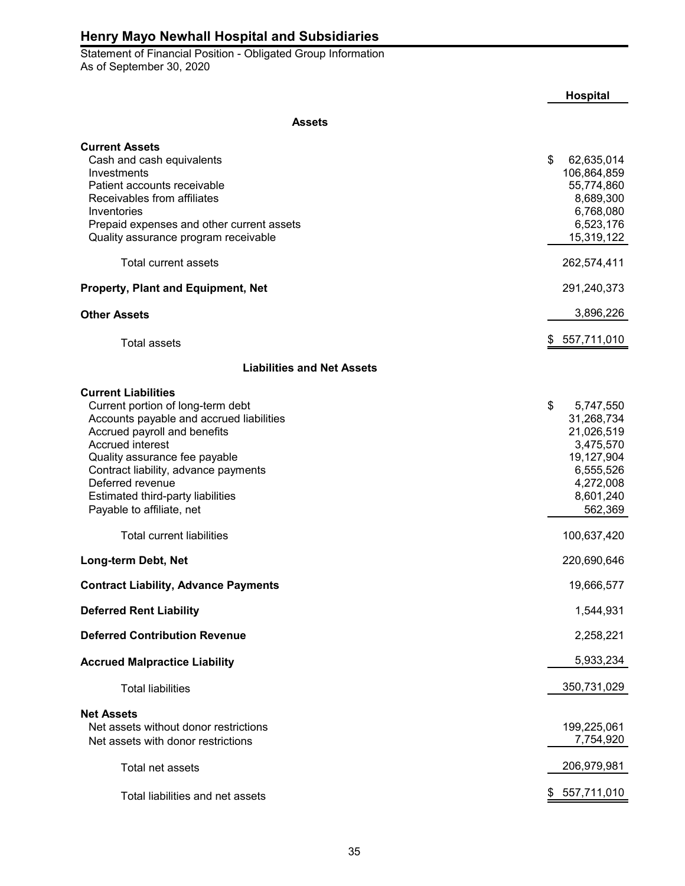# Henry Mayo Newhall Hospital and Subsidiaries

Statement of Financial Position - Obligated Group Information
As of September 30, 2020

| | Hospital |
|---|---|
| **Assets** | |
| **Current Assets** | |
| Cash and cash equivalents | $ 62,635,014 |
| Investments | 106,864,859 |
| Patient accounts receivable | 55,774,860 |
| Receivables from affiliates | 8,689,300 |
| Inventories | 6,768,080 |
| Prepaid expenses and other current assets | 6,523,176 |
| Quality assurance program receivable | 15,319,122 |
| Total current assets | 262,574,411 |
| **Property, Plant and Equipment, Net** | 291,240,373 |
| **Other Assets** | 3,896,226 |
| Total assets | $ 557,711,010 |
| **Liabilities and Net Assets** | |
| **Current Liabilities** | |
| Current portion of long-term debt | $ 5,747,550 |
| Accounts payable and accrued liabilities | 31,268,734 |
| Accrued payroll and benefits | 21,026,519 |
| Accrued interest | 3,475,570 |
| Quality assurance fee payable | 19,127,904 |
| Contract liability, advance payments | 6,555,526 |
| Deferred revenue | 4,272,008 |
| Estimated third-party liabilities | 8,601,240 |
| Payable to affiliate, net | 562,369 |
| Total current liabilities | 100,637,420 |
| **Long-term Debt, Net** | 220,690,646 |
| **Contract Liability, Advance Payments** | 19,666,577 |
| **Deferred Rent Liability** | 1,544,931 |
| **Deferred Contribution Revenue** | 2,258,221 |
| **Accrued Malpractice Liability** | 5,933,234 |
| Total liabilities | 350,731,029 |
| **Net Assets** | |
| Net assets without donor restrictions | 199,225,061 |
| Net assets with donor restrictions | 7,754,920 |
| Total net assets | 206,979,981 |
| Total liabilities and net assets | $ 557,711,010 |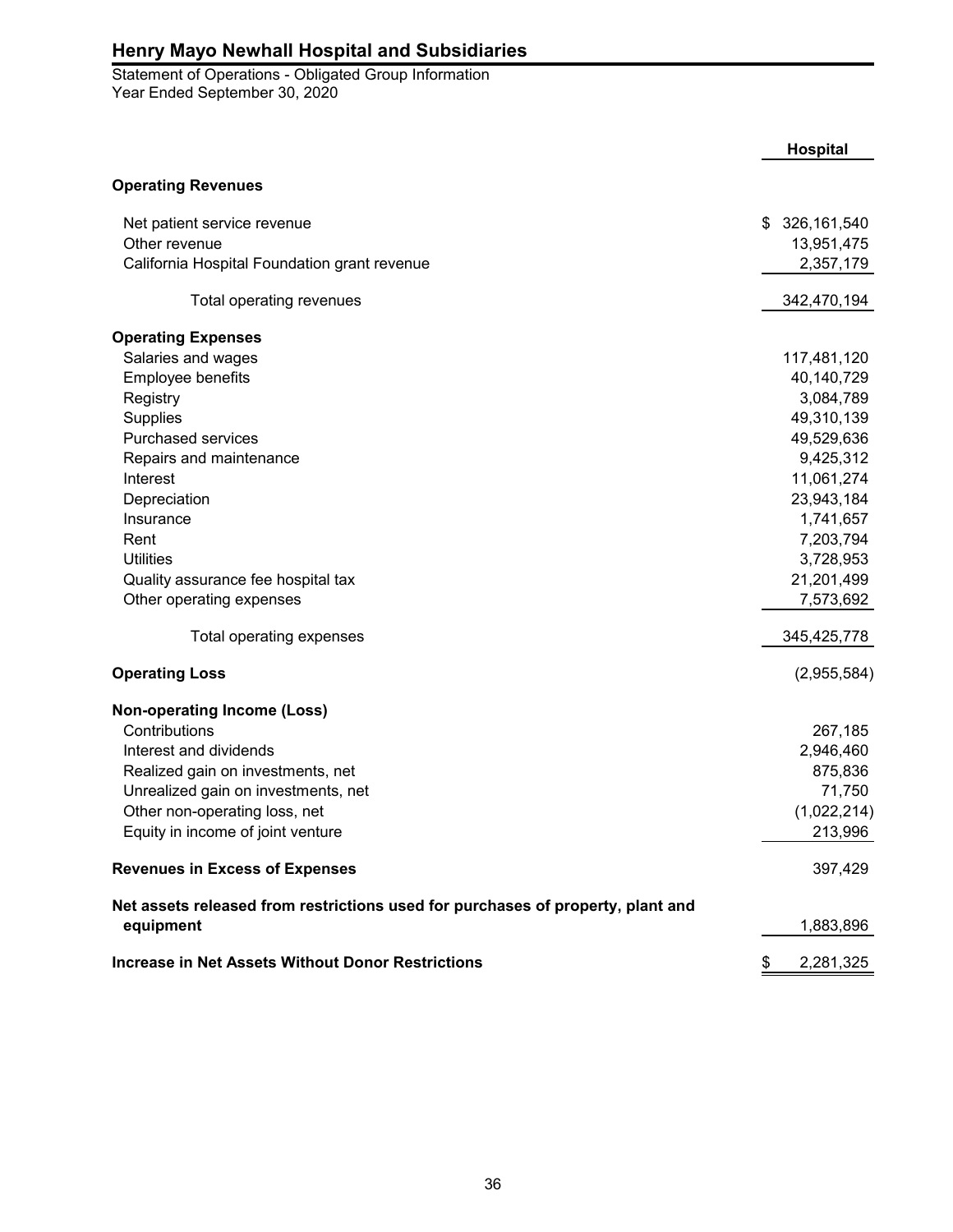# Henry Mayo Newhall Hospital and Subsidiaries

Statement of Operations - Obligated Group Information
Year Ended September 30, 2020

| | Hospital |
|---|---|
| **Operating Revenues** | |
| Net patient service revenue | $ 326,161,540 |
| Other revenue | 13,951,475 |
| California Hospital Foundation grant revenue | 2,357,179 |
| Total operating revenues | 342,470,194 |
| **Operating Expenses** | |
| Salaries and wages | 117,481,120 |
| Employee benefits | 40,140,729 |
| Registry | 3,084,789 |
| Supplies | 49,310,139 |
| Purchased services | 49,529,636 |
| Repairs and maintenance | 9,425,312 |
| Interest | 11,061,274 |
| Depreciation | 23,943,184 |
| Insurance | 1,741,657 |
| Rent | 7,203,794 |
| Utilities | 3,728,953 |
| Quality assurance fee hospital tax | 21,201,499 |
| Other operating expenses | 7,573,692 |
| Total operating expenses | 345,425,778 |
| **Operating Loss** | (2,955,584) |
| **Non-operating Income (Loss)** | |
| Contributions | 267,185 |
| Interest and dividends | 2,946,460 |
| Realized gain on investments, net | 875,836 |
| Unrealized gain on investments, net | 71,750 |
| Other non-operating loss, net | (1,022,214) |
| Equity in income of joint venture | 213,996 |
| **Revenues in Excess of Expenses** | 397,429 |
| **Net assets released from restrictions used for purchases of property, plant and equipment** | 1,883,896 |
| **Increase in Net Assets Without Donor Restrictions** | $ 2,281,325 |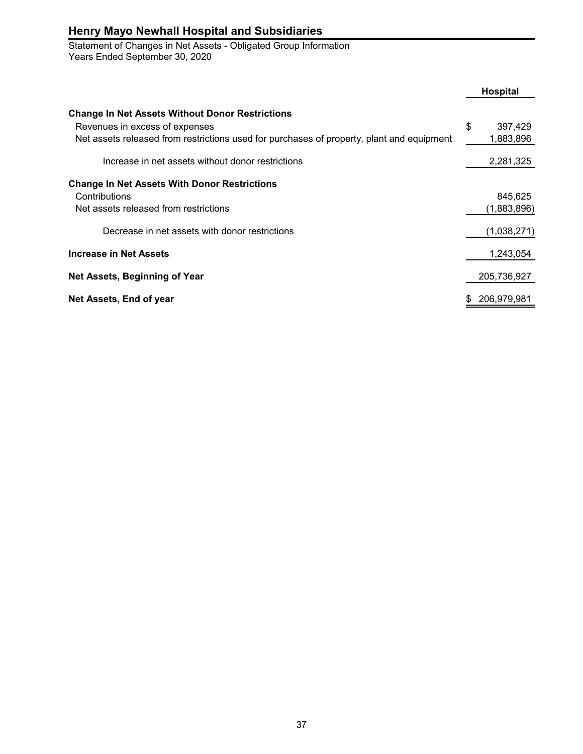# Henry Mayo Newhall Hospital and Subsidiaries

Statement of Changes in Net Assets - Obligated Group Information
Years Ended September 30, 2020

| | Hospital |
|---|---|
| **Change In Net Assets Without Donor Restrictions** | |
| Revenues in excess of expenses | $ 397,429 |
| Net assets released from restrictions used for purchases of property, plant and equipment | 1,883,896 |
| Increase in net assets without donor restrictions | 2,281,325 |
| **Change In Net Assets With Donor Restrictions** | |
| Contributions | 845,625 |
| Net assets released from restrictions | (1,883,896) |
| Decrease in net assets with donor restrictions | (1,038,271) |
| **Increase in Net Assets** | 1,243,054 |
| **Net Assets, Beginning of Year** | 205,736,927 |
| **Net Assets, End of year** | $ 206,979,981 |